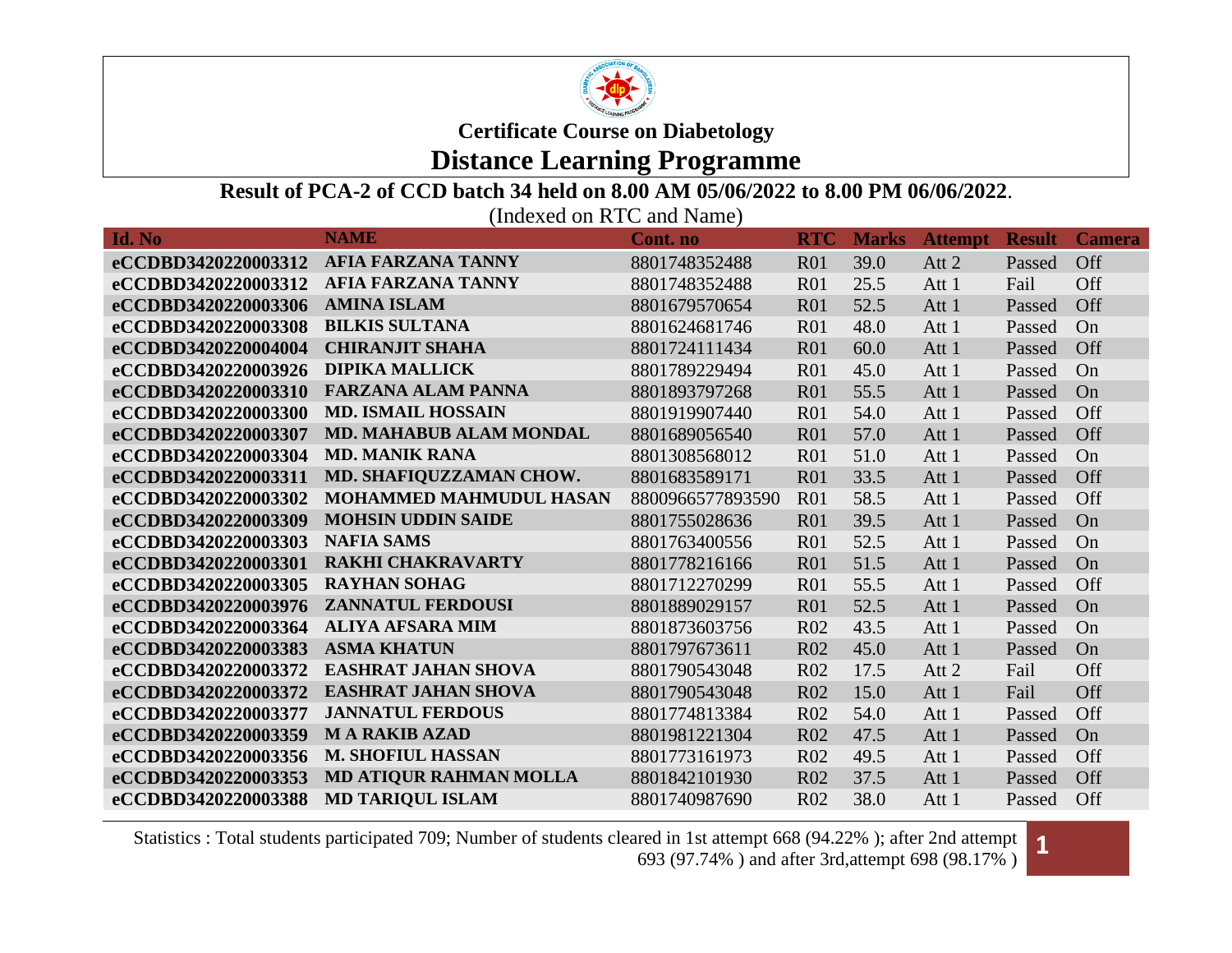# Certificate Course on Diabetology

# Distance Learning Programme

**Result of PCA-2 of CCD batch 34 held on 8.00 AM 05/06/2022 to 8.00 PM 06/06/2022.**

(Indexed on RTC and Name)

| Id. No | NAME | Cont. no | RTC | Marks | Attempt | Result | Camera |
|---|---|---|---|---|---|---|---|
| eCCDBD3420220003312 | AFIA FARZANA TANNY | 8801748352488 | R01 | 39.0 | Att 2 | Passed | Off |
| eCCDBD3420220003312 | AFIA FARZANA TANNY | 8801748352488 | R01 | 25.5 | Att 1 | Fail | Off |
| eCCDBD3420220003306 | AMINA ISLAM | 8801679570654 | R01 | 52.5 | Att 1 | Passed | Off |
| eCCDBD3420220003308 | BILKIS SULTANA | 8801624681746 | R01 | 48.0 | Att 1 | Passed | On |
| eCCDBD3420220004004 | CHIRANJIT SHAHA | 8801724111434 | R01 | 60.0 | Att 1 | Passed | Off |
| eCCDBD3420220003926 | DIPIKA MALLICK | 8801789229494 | R01 | 45.0 | Att 1 | Passed | On |
| eCCDBD3420220003310 | FARZANA ALAM PANNA | 8801893797268 | R01 | 55.5 | Att 1 | Passed | On |
| eCCDBD3420220003300 | MD. ISMAIL HOSSAIN | 8801919907440 | R01 | 54.0 | Att 1 | Passed | Off |
| eCCDBD3420220003307 | MD. MAHABUB ALAM MONDAL | 8801689056540 | R01 | 57.0 | Att 1 | Passed | Off |
| eCCDBD3420220003304 | MD. MANIK RANA | 8801308568012 | R01 | 51.0 | Att 1 | Passed | On |
| eCCDBD3420220003311 | MD. SHAFIQUZZAMAN CHOW. | 8801683589171 | R01 | 33.5 | Att 1 | Passed | Off |
| eCCDBD3420220003302 | MOHAMMED MAHMUDUL HASAN | 8800966577893590 | R01 | 58.5 | Att 1 | Passed | Off |
| eCCDBD3420220003309 | MOHSIN UDDIN SAIDE | 8801755028636 | R01 | 39.5 | Att 1 | Passed | On |
| eCCDBD3420220003303 | NAFIA SAMS | 8801763400556 | R01 | 52.5 | Att 1 | Passed | On |
| eCCDBD3420220003301 | RAKHI CHAKRAVARTY | 8801778216166 | R01 | 51.5 | Att 1 | Passed | On |
| eCCDBD3420220003305 | RAYHAN SOHAG | 8801712270299 | R01 | 55.5 | Att 1 | Passed | Off |
| eCCDBD3420220003976 | ZANNATUL FERDOUSI | 8801889029157 | R01 | 52.5 | Att 1 | Passed | On |
| eCCDBD3420220003364 | ALIYA AFSARA MIM | 8801873603756 | R02 | 43.5 | Att 1 | Passed | On |
| eCCDBD3420220003383 | ASMA KHATUN | 8801797673611 | R02 | 45.0 | Att 1 | Passed | On |
| eCCDBD3420220003372 | EASHRAT JAHAN SHOVA | 8801790543048 | R02 | 17.5 | Att 2 | Fail | Off |
| eCCDBD3420220003372 | EASHRAT JAHAN SHOVA | 8801790543048 | R02 | 15.0 | Att 1 | Fail | Off |
| eCCDBD3420220003377 | JANNATUL FERDOUS | 8801774813384 | R02 | 54.0 | Att 1 | Passed | Off |
| eCCDBD3420220003359 | M A RAKIB AZAD | 8801981221304 | R02 | 47.5 | Att 1 | Passed | On |
| eCCDBD3420220003356 | M. SHOFIUL HASSAN | 8801773161973 | R02 | 49.5 | Att 1 | Passed | Off |
| eCCDBD3420220003353 | MD ATIQUR RAHMAN MOLLA | 8801842101930 | R02 | 37.5 | Att 1 | Passed | Off |
| eCCDBD3420220003388 | MD TARIQUL ISLAM | 8801740987690 | R02 | 38.0 | Att 1 | Passed | Off |

Statistics : Total students participated 709; Number of students cleared in 1st attempt 668 (94.22% ); after 2nd attempt 693 (97.74% ) and after 3rd,attempt 698 (98.17% )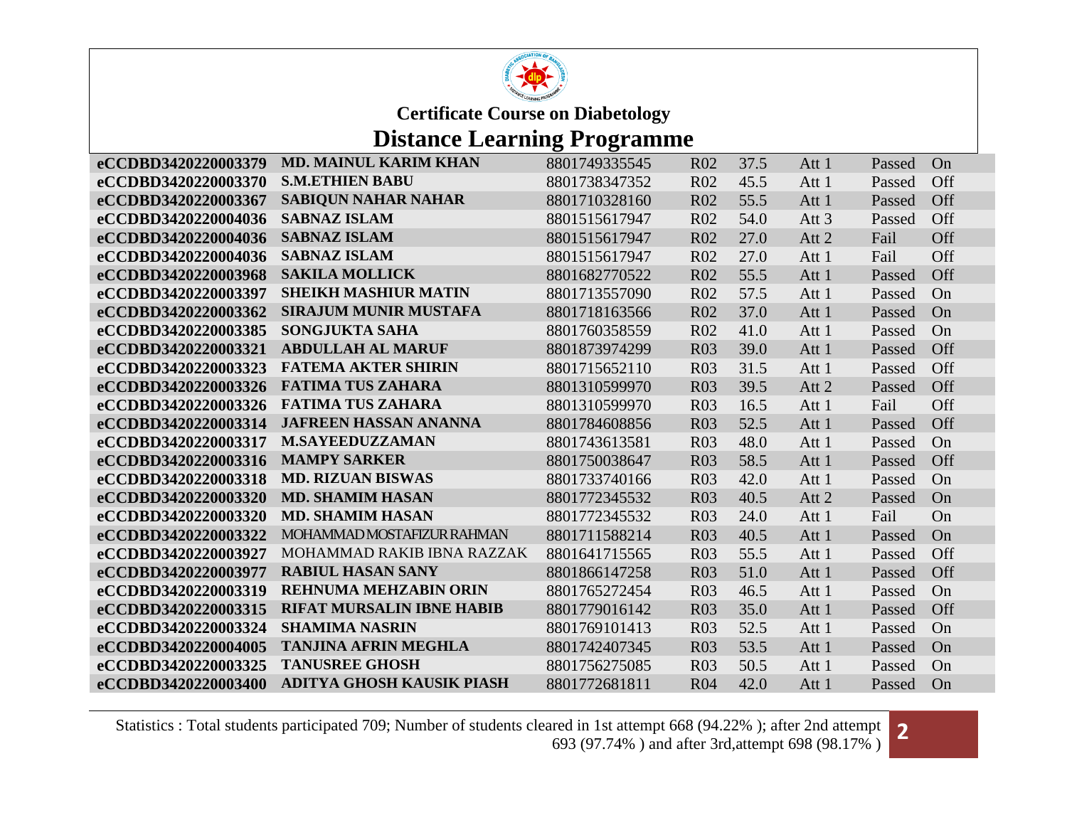## Certificate Course on Diabetology

# Distance Learning Programme

| | | | | | | | |
|---|---|---|---|---|---|---|---|
| **eCCDBD3420220003379** | **MD. MAINUL KARIM KHAN** | 8801749335545 | R02 | 37.5 | Att 1 | Passed | On |
| **eCCDBD3420220003370** | **S.M.ETHIEN BABU** | 8801738347352 | R02 | 45.5 | Att 1 | Passed | Off |
| **eCCDBD3420220003367** | **SABIQUN NAHAR NAHAR** | 8801710328160 | R02 | 55.5 | Att 1 | Passed | Off |
| **eCCDBD3420220004036** | **SABNAZ ISLAM** | 8801515617947 | R02 | 54.0 | Att 3 | Passed | Off |
| **eCCDBD3420220004036** | **SABNAZ ISLAM** | 8801515617947 | R02 | 27.0 | Att 2 | Fail | Off |
| **eCCDBD3420220004036** | **SABNAZ ISLAM** | 8801515617947 | R02 | 27.0 | Att 1 | Fail | Off |
| **eCCDBD3420220003968** | **SAKILA MOLLICK** | 8801682770522 | R02 | 55.5 | Att 1 | Passed | Off |
| **eCCDBD3420220003397** | **SHEIKH MASHIUR MATIN** | 8801713557090 | R02 | 57.5 | Att 1 | Passed | On |
| **eCCDBD3420220003362** | **SIRAJUM MUNIR MUSTAFA** | 8801718163566 | R02 | 37.0 | Att 1 | Passed | On |
| **eCCDBD3420220003385** | **SONGJUKTA SAHA** | 8801760358559 | R02 | 41.0 | Att 1 | Passed | On |
| **eCCDBD3420220003321** | **ABDULLAH AL MARUF** | 8801873974299 | R03 | 39.0 | Att 1 | Passed | Off |
| **eCCDBD3420220003323** | **FATEMA AKTER SHIRIN** | 8801715652110 | R03 | 31.5 | Att 1 | Passed | Off |
| **eCCDBD3420220003326** | **FATIMA TUS ZAHARA** | 8801310599970 | R03 | 39.5 | Att 2 | Passed | Off |
| **eCCDBD3420220003326** | **FATIMA TUS ZAHARA** | 8801310599970 | R03 | 16.5 | Att 1 | Fail | Off |
| **eCCDBD3420220003314** | **JAFREEN HASSAN ANANNA** | 8801784608856 | R03 | 52.5 | Att 1 | Passed | Off |
| **eCCDBD3420220003317** | **M.SAYEEDUZZAMAN** | 8801743613581 | R03 | 48.0 | Att 1 | Passed | On |
| **eCCDBD3420220003316** | **MAMPY SARKER** | 8801750038647 | R03 | 58.5 | Att 1 | Passed | Off |
| **eCCDBD3420220003318** | **MD. RIZUAN BISWAS** | 8801733740166 | R03 | 42.0 | Att 1 | Passed | On |
| **eCCDBD3420220003320** | **MD. SHAMIM HASAN** | 8801772345532 | R03 | 40.5 | Att 2 | Passed | On |
| **eCCDBD3420220003320** | **MD. SHAMIM HASAN** | 8801772345532 | R03 | 24.0 | Att 1 | Fail | On |
| **eCCDBD3420220003322** | MOHAMMAD MOSTAFIZUR RAHMAN | 8801711588214 | R03 | 40.5 | Att 1 | Passed | On |
| **eCCDBD3420220003927** | MOHAMMAD RAKIB IBNA RAZZAK | 8801641715565 | R03 | 55.5 | Att 1 | Passed | Off |
| **eCCDBD3420220003977** | **RABIUL HASAN SANY** | 8801866147258 | R03 | 51.0 | Att 1 | Passed | Off |
| **eCCDBD3420220003319** | **REHNUMA MEHZABIN ORIN** | 8801765272454 | R03 | 46.5 | Att 1 | Passed | On |
| **eCCDBD3420220003315** | **RIFAT MURSALIN IBNE HABIB** | 8801779016142 | R03 | 35.0 | Att 1 | Passed | Off |
| **eCCDBD3420220003324** | **SHAMIMA NASRIN** | 8801769101413 | R03 | 52.5 | Att 1 | Passed | On |
| **eCCDBD3420220004005** | **TANJINA AFRIN MEGHLA** | 8801742407345 | R03 | 53.5 | Att 1 | Passed | On |
| **eCCDBD3420220003325** | **TANUSREE GHOSH** | 8801756275085 | R03 | 50.5 | Att 1 | Passed | On |
| **eCCDBD3420220003400** | **ADITYA GHOSH KAUSIK PIASH** | 8801772681811 | R04 | 42.0 | Att 1 | Passed | On |

Statistics : Total students participated 709; Number of students cleared in 1st attempt 668 (94.22% ); after 2nd attempt 693 (97.74% ) and after 3rd,attempt 698 (98.17% )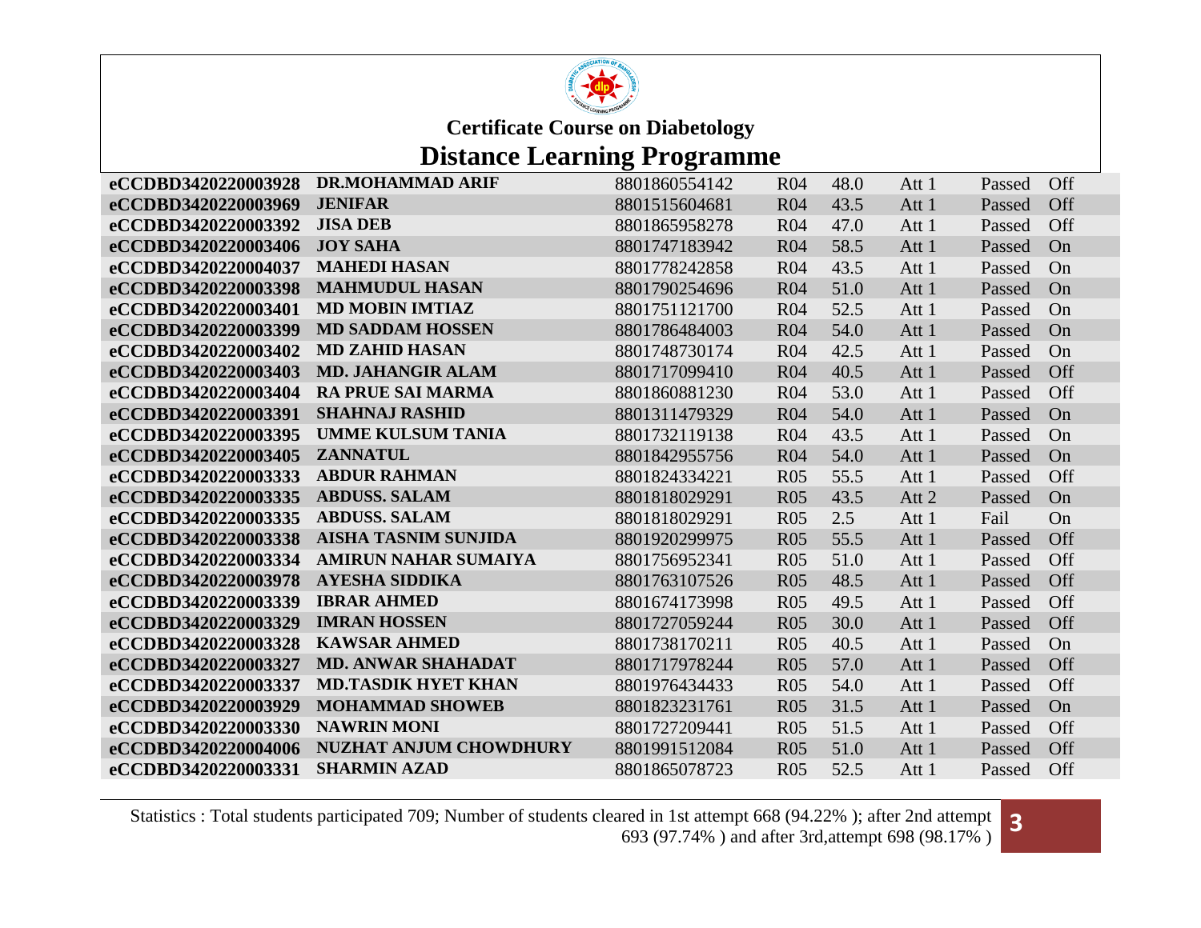**Certificate Course on Diabetology**

# Distance Learning Programme

| | | | | | | | |
|---|---|---|---|---|---|---|---|
| **eCCDBD3420220003928** | **DR.MOHAMMAD ARIF** | 8801860554142 | R04 | 48.0 | Att 1 | Passed | Off |
| **eCCDBD3420220003969** | **JENIFAR** | 8801515604681 | R04 | 43.5 | Att 1 | Passed | Off |
| **eCCDBD3420220003392** | **JISA DEB** | 8801865958278 | R04 | 47.0 | Att 1 | Passed | Off |
| **eCCDBD3420220003406** | **JOY SAHA** | 8801747183942 | R04 | 58.5 | Att 1 | Passed | On |
| **eCCDBD3420220004037** | **MAHEDI HASAN** | 8801778242858 | R04 | 43.5 | Att 1 | Passed | On |
| **eCCDBD3420220003398** | **MAHMUDUL HASAN** | 8801790254696 | R04 | 51.0 | Att 1 | Passed | On |
| **eCCDBD3420220003401** | **MD MOBIN IMTIAZ** | 8801751121700 | R04 | 52.5 | Att 1 | Passed | On |
| **eCCDBD3420220003399** | **MD SADDAM HOSSEN** | 8801786484003 | R04 | 54.0 | Att 1 | Passed | On |
| **eCCDBD3420220003402** | **MD ZAHID HASAN** | 8801748730174 | R04 | 42.5 | Att 1 | Passed | On |
| **eCCDBD3420220003403** | **MD. JAHANGIR ALAM** | 8801717099410 | R04 | 40.5 | Att 1 | Passed | Off |
| **eCCDBD3420220003404** | **RA PRUE SAI MARMA** | 8801860881230 | R04 | 53.0 | Att 1 | Passed | Off |
| **eCCDBD3420220003391** | **SHAHNAJ RASHID** | 8801311479329 | R04 | 54.0 | Att 1 | Passed | On |
| **eCCDBD3420220003395** | **UMME KULSUM TANIA** | 8801732119138 | R04 | 43.5 | Att 1 | Passed | On |
| **eCCDBD3420220003405** | **ZANNATUL** | 8801842955756 | R04 | 54.0 | Att 1 | Passed | On |
| **eCCDBD3420220003333** | **ABDUR RAHMAN** | 8801824334221 | R05 | 55.5 | Att 1 | Passed | Off |
| **eCCDBD3420220003335** | **ABDUSS. SALAM** | 8801818029291 | R05 | 43.5 | Att 2 | Passed | On |
| **eCCDBD3420220003335** | **ABDUSS. SALAM** | 8801818029291 | R05 | 2.5 | Att 1 | Fail | On |
| **eCCDBD3420220003338** | **AISHA TASNIM SUNJIDA** | 8801920299975 | R05 | 55.5 | Att 1 | Passed | Off |
| **eCCDBD3420220003334** | **AMIRUN NAHAR SUMAIYA** | 8801756952341 | R05 | 51.0 | Att 1 | Passed | Off |
| **eCCDBD3420220003978** | **AYESHA SIDDIKA** | 8801763107526 | R05 | 48.5 | Att 1 | Passed | Off |
| **eCCDBD3420220003339** | **IBRAR AHMED** | 8801674173998 | R05 | 49.5 | Att 1 | Passed | Off |
| **eCCDBD3420220003329** | **IMRAN HOSSEN** | 8801727059244 | R05 | 30.0 | Att 1 | Passed | Off |
| **eCCDBD3420220003328** | **KAWSAR AHMED** | 8801738170211 | R05 | 40.5 | Att 1 | Passed | On |
| **eCCDBD3420220003327** | **MD. ANWAR SHAHADAT** | 8801717978244 | R05 | 57.0 | Att 1 | Passed | Off |
| **eCCDBD3420220003337** | **MD.TASDIK HYET KHAN** | 8801976434433 | R05 | 54.0 | Att 1 | Passed | Off |
| **eCCDBD3420220003929** | **MOHAMMAD SHOWEB** | 8801823231761 | R05 | 31.5 | Att 1 | Passed | On |
| **eCCDBD3420220003330** | **NAWRIN MONI** | 8801727209441 | R05 | 51.5 | Att 1 | Passed | Off |
| **eCCDBD3420220004006** | **NUZHAT ANJUM CHOWDHURY** | 8801991512084 | R05 | 51.0 | Att 1 | Passed | Off |
| **eCCDBD3420220003331** | **SHARMIN AZAD** | 8801865078723 | R05 | 52.5 | Att 1 | Passed | Off |

Statistics : Total students participated 709; Number of students cleared in 1st attempt 668 (94.22% ); after 2nd attempt 693 (97.74% ) and after 3rd,attempt 698 (98.17% )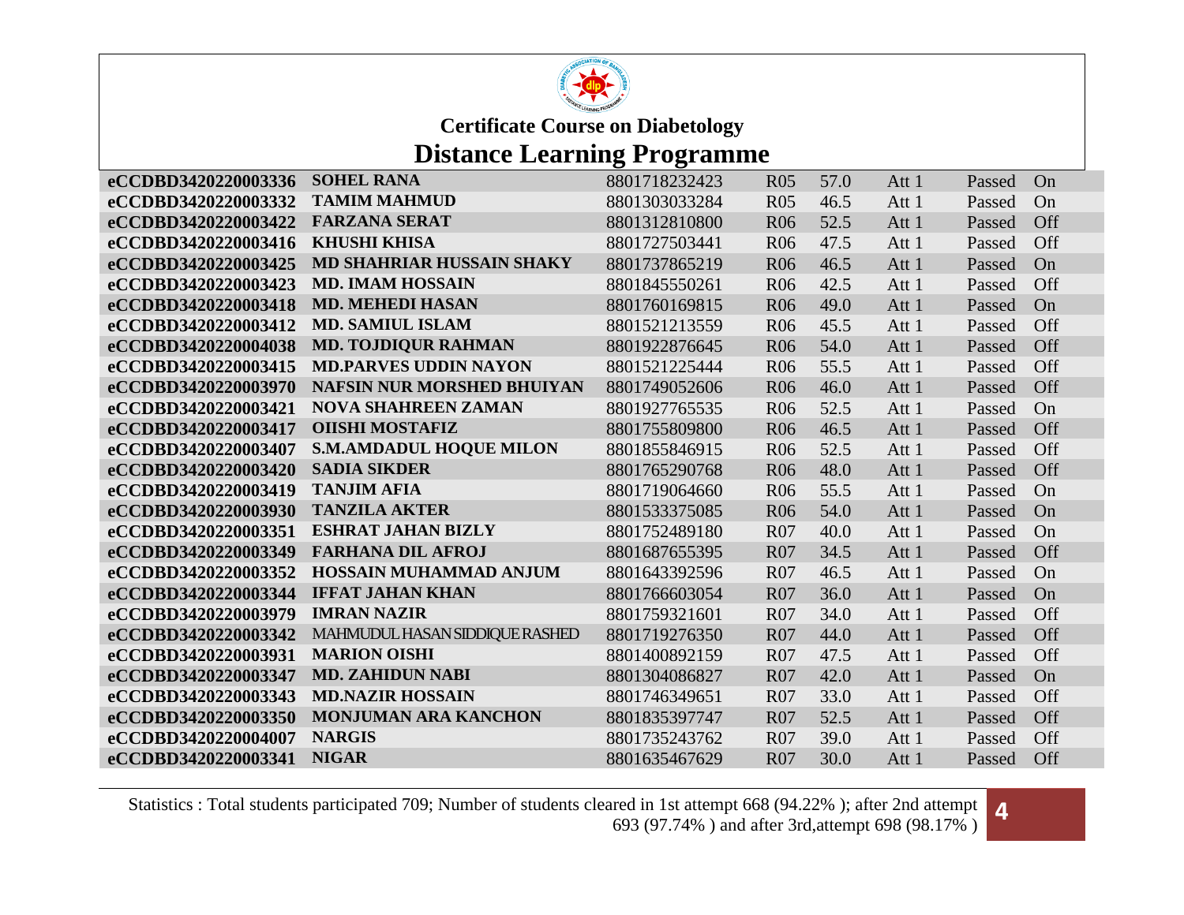# Certificate Course on Diabetology

# Distance Learning Programme

| | | | | | | | |
|---|---|---|---|---|---|---|---|
| **eCCDBD3420220003336** | **SOHEL RANA** | 8801718232423 | R05 | 57.0 | Att 1 | Passed | On |
| **eCCDBD3420220003332** | **TAMIM MAHMUD** | 8801303033284 | R05 | 46.5 | Att 1 | Passed | On |
| **eCCDBD3420220003422** | **FARZANA SERAT** | 8801312810800 | R06 | 52.5 | Att 1 | Passed | Off |
| **eCCDBD3420220003416** | **KHUSHI KHISA** | 8801727503441 | R06 | 47.5 | Att 1 | Passed | Off |
| **eCCDBD3420220003425** | **MD SHAHRIAR HUSSAIN SHAKY** | 8801737865219 | R06 | 46.5 | Att 1 | Passed | On |
| **eCCDBD3420220003423** | **MD. IMAM HOSSAIN** | 8801845550261 | R06 | 42.5 | Att 1 | Passed | Off |
| **eCCDBD3420220003418** | **MD. MEHEDI HASAN** | 8801760169815 | R06 | 49.0 | Att 1 | Passed | On |
| **eCCDBD3420220003412** | **MD. SAMIUL ISLAM** | 8801521213559 | R06 | 45.5 | Att 1 | Passed | Off |
| **eCCDBD3420220004038** | **MD. TOJDIQUR RAHMAN** | 8801922876645 | R06 | 54.0 | Att 1 | Passed | Off |
| **eCCDBD3420220003415** | **MD.PARVES UDDIN NAYON** | 8801521225444 | R06 | 55.5 | Att 1 | Passed | Off |
| **eCCDBD3420220003970** | **NAFSIN NUR MORSHED BHUIYAN** | 8801749052606 | R06 | 46.0 | Att 1 | Passed | Off |
| **eCCDBD3420220003421** | **NOVA SHAHREEN ZAMAN** | 8801927765535 | R06 | 52.5 | Att 1 | Passed | On |
| **eCCDBD3420220003417** | **OIISHI MOSTAFIZ** | 8801755809800 | R06 | 46.5 | Att 1 | Passed | Off |
| **eCCDBD3420220003407** | **S.M.AMDADUL HOQUE MILON** | 8801855846915 | R06 | 52.5 | Att 1 | Passed | Off |
| **eCCDBD3420220003420** | **SADIA SIKDER** | 8801765290768 | R06 | 48.0 | Att 1 | Passed | Off |
| **eCCDBD3420220003419** | **TANJIM AFIA** | 8801719064660 | R06 | 55.5 | Att 1 | Passed | On |
| **eCCDBD3420220003930** | **TANZILA AKTER** | 8801533375085 | R06 | 54.0 | Att 1 | Passed | On |
| **eCCDBD3420220003351** | **ESHRAT JAHAN BIZLY** | 8801752489180 | R07 | 40.0 | Att 1 | Passed | On |
| **eCCDBD3420220003349** | **FARHANA DIL AFROJ** | 8801687655395 | R07 | 34.5 | Att 1 | Passed | Off |
| **eCCDBD3420220003352** | **HOSSAIN MUHAMMAD ANJUM** | 8801643392596 | R07 | 46.5 | Att 1 | Passed | On |
| **eCCDBD3420220003344** | **IFFAT JAHAN KHAN** | 8801766603054 | R07 | 36.0 | Att 1 | Passed | On |
| **eCCDBD3420220003979** | **IMRAN NAZIR** | 8801759321601 | R07 | 34.0 | Att 1 | Passed | Off |
| **eCCDBD3420220003342** | MAHMUDUL HASAN SIDDIQUE RASHED | 8801719276350 | R07 | 44.0 | Att 1 | Passed | Off |
| **eCCDBD3420220003931** | **MARION OISHI** | 8801400892159 | R07 | 47.5 | Att 1 | Passed | Off |
| **eCCDBD3420220003347** | **MD. ZAHIDUN NABI** | 8801304086827 | R07 | 42.0 | Att 1 | Passed | On |
| **eCCDBD3420220003343** | **MD.NAZIR HOSSAIN** | 8801746349651 | R07 | 33.0 | Att 1 | Passed | Off |
| **eCCDBD3420220003350** | **MONJUMAN ARA KANCHON** | 8801835397747 | R07 | 52.5 | Att 1 | Passed | Off |
| **eCCDBD3420220004007** | **NARGIS** | 8801735243762 | R07 | 39.0 | Att 1 | Passed | Off |
| **eCCDBD3420220003341** | **NIGAR** | 8801635467629 | R07 | 30.0 | Att 1 | Passed | Off |

Statistics : Total students participated 709; Number of students cleared in 1st attempt 668 (94.22% ); after 2nd attempt 693 (97.74% ) and after 3rd,attempt 698 (98.17% )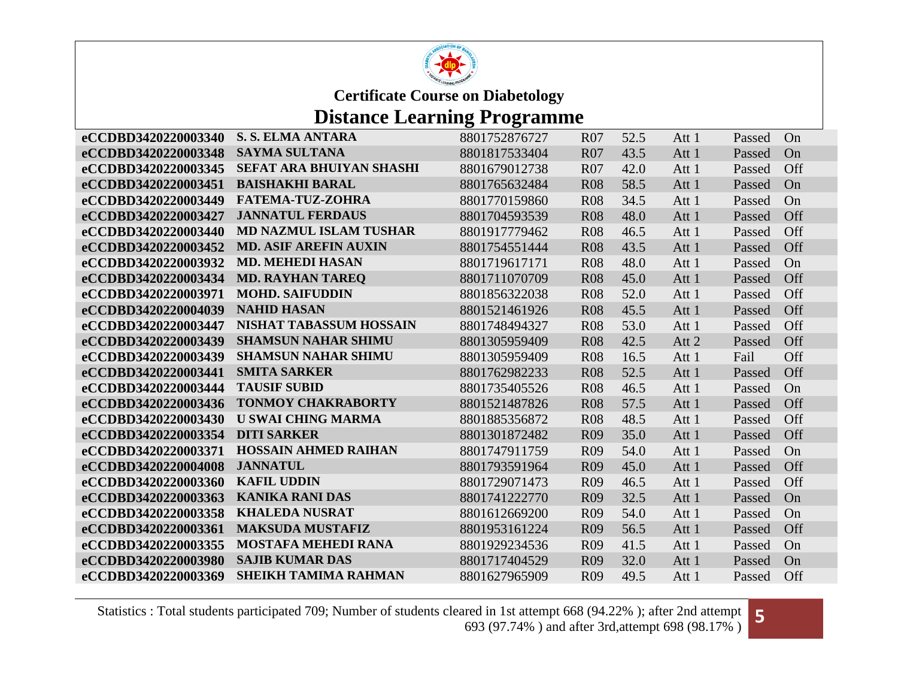## Certificate Course on Diabetology

# Distance Learning Programme

| | | | | | | | |
|---|---|---|---|---|---|---|---|
| **eCCDBD3420220003340** | **S. S. ELMA ANTARA** | 8801752876727 | R07 | 52.5 | Att 1 | Passed | On |
| **eCCDBD3420220003348** | **SAYMA SULTANA** | 8801817533404 | R07 | 43.5 | Att 1 | Passed | On |
| **eCCDBD3420220003345** | **SEFAT ARA BHUIYAN SHASHI** | 8801679012738 | R07 | 42.0 | Att 1 | Passed | Off |
| **eCCDBD3420220003451** | **BAISHAKHI BARAL** | 8801765632484 | R08 | 58.5 | Att 1 | Passed | On |
| **eCCDBD3420220003449** | **FATEMA-TUZ-ZOHRA** | 8801770159860 | R08 | 34.5 | Att 1 | Passed | On |
| **eCCDBD3420220003427** | **JANNATUL FERDAUS** | 8801704593539 | R08 | 48.0 | Att 1 | Passed | Off |
| **eCCDBD3420220003440** | **MD NAZMUL ISLAM TUSHAR** | 8801917779462 | R08 | 46.5 | Att 1 | Passed | Off |
| **eCCDBD3420220003452** | **MD. ASIF AREFIN AUXIN** | 8801754551444 | R08 | 43.5 | Att 1 | Passed | Off |
| **eCCDBD3420220003932** | **MD. MEHEDI HASAN** | 8801719617171 | R08 | 48.0 | Att 1 | Passed | On |
| **eCCDBD3420220003434** | **MD. RAYHAN TAREQ** | 8801711070709 | R08 | 45.0 | Att 1 | Passed | Off |
| **eCCDBD3420220003971** | **MOHD. SAIFUDDIN** | 8801856322038 | R08 | 52.0 | Att 1 | Passed | Off |
| **eCCDBD3420220004039** | **NAHID HASAN** | 8801521461926 | R08 | 45.5 | Att 1 | Passed | Off |
| **eCCDBD3420220003447** | **NISHAT TABASSUM HOSSAIN** | 8801748494327 | R08 | 53.0 | Att 1 | Passed | Off |
| **eCCDBD3420220003439** | **SHAMSUN NAHAR SHIMU** | 8801305959409 | R08 | 42.5 | Att 2 | Passed | Off |
| **eCCDBD3420220003439** | **SHAMSUN NAHAR SHIMU** | 8801305959409 | R08 | 16.5 | Att 1 | Fail | Off |
| **eCCDBD3420220003441** | **SMITA SARKER** | 8801762982233 | R08 | 52.5 | Att 1 | Passed | Off |
| **eCCDBD3420220003444** | **TAUSIF SUBID** | 8801735405526 | R08 | 46.5 | Att 1 | Passed | On |
| **eCCDBD3420220003436** | **TONMOY CHAKRABORTY** | 8801521487826 | R08 | 57.5 | Att 1 | Passed | Off |
| **eCCDBD3420220003430** | **U SWAI CHING MARMA** | 8801885356872 | R08 | 48.5 | Att 1 | Passed | Off |
| **eCCDBD3420220003354** | **DITI SARKER** | 8801301872482 | R09 | 35.0 | Att 1 | Passed | Off |
| **eCCDBD3420220003371** | **HOSSAIN AHMED RAIHAN** | 8801747911759 | R09 | 54.0 | Att 1 | Passed | On |
| **eCCDBD3420220004008** | **JANNATUL** | 8801793591964 | R09 | 45.0 | Att 1 | Passed | Off |
| **eCCDBD3420220003360** | **KAFIL UDDIN** | 8801729071473 | R09 | 46.5 | Att 1 | Passed | Off |
| **eCCDBD3420220003363** | **KANIKA RANI DAS** | 8801741222770 | R09 | 32.5 | Att 1 | Passed | On |
| **eCCDBD3420220003358** | **KHALEDA NUSRAT** | 8801612669200 | R09 | 54.0 | Att 1 | Passed | On |
| **eCCDBD3420220003361** | **MAKSUDA MUSTAFIZ** | 8801953161224 | R09 | 56.5 | Att 1 | Passed | Off |
| **eCCDBD3420220003355** | **MOSTAFA MEHEDI RANA** | 8801929234536 | R09 | 41.5 | Att 1 | Passed | On |
| **eCCDBD3420220003980** | **SAJIB KUMAR DAS** | 8801717404529 | R09 | 32.0 | Att 1 | Passed | On |
| **eCCDBD3420220003369** | **SHEIKH TAMIMA RAHMAN** | 8801627965909 | R09 | 49.5 | Att 1 | Passed | Off |

Statistics : Total students participated 709; Number of students cleared in 1st attempt 668 (94.22% ); after 2nd attempt 693 (97.74% ) and after 3rd,attempt 698 (98.17% )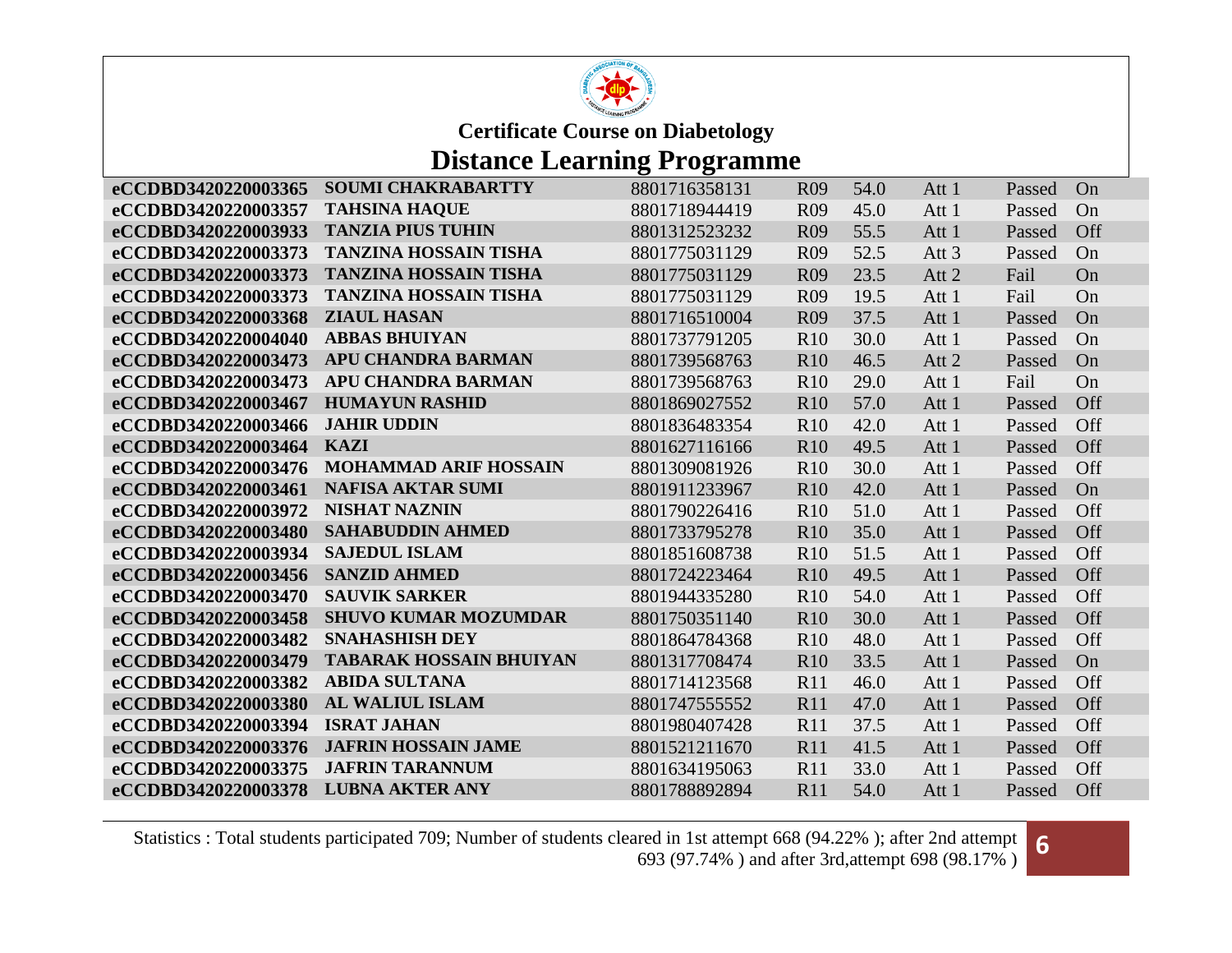## Certificate Course on Diabetology

# Distance Learning Programme

| | | | | | | | |
|---|---|---|---|---|---|---|---|
| **eCCDBD3420220003365** | **SOUMI CHAKRABARTTY** | 8801716358131 | R09 | 54.0 | Att 1 | Passed | On |
| **eCCDBD3420220003357** | **TAHSINA HAQUE** | 8801718944419 | R09 | 45.0 | Att 1 | Passed | On |
| **eCCDBD3420220003933** | **TANZIA PIUS TUHIN** | 8801312523232 | R09 | 55.5 | Att 1 | Passed | Off |
| **eCCDBD3420220003373** | **TANZINA HOSSAIN TISHA** | 8801775031129 | R09 | 52.5 | Att 3 | Passed | On |
| **eCCDBD3420220003373** | **TANZINA HOSSAIN TISHA** | 8801775031129 | R09 | 23.5 | Att 2 | Fail | On |
| **eCCDBD3420220003373** | **TANZINA HOSSAIN TISHA** | 8801775031129 | R09 | 19.5 | Att 1 | Fail | On |
| **eCCDBD3420220003368** | **ZIAUL HASAN** | 8801716510004 | R09 | 37.5 | Att 1 | Passed | On |
| **eCCDBD3420220004040** | **ABBAS BHUIYAN** | 8801737791205 | R10 | 30.0 | Att 1 | Passed | On |
| **eCCDBD3420220003473** | **APU CHANDRA BARMAN** | 8801739568763 | R10 | 46.5 | Att 2 | Passed | On |
| **eCCDBD3420220003473** | **APU CHANDRA BARMAN** | 8801739568763 | R10 | 29.0 | Att 1 | Fail | On |
| **eCCDBD3420220003467** | **HUMAYUN RASHID** | 8801869027552 | R10 | 57.0 | Att 1 | Passed | Off |
| **eCCDBD3420220003466** | **JAHIR UDDIN** | 8801836483354 | R10 | 42.0 | Att 1 | Passed | Off |
| **eCCDBD3420220003464** | **KAZI** | 8801627116166 | R10 | 49.5 | Att 1 | Passed | Off |
| **eCCDBD3420220003476** | **MOHAMMAD ARIF HOSSAIN** | 8801309081926 | R10 | 30.0 | Att 1 | Passed | Off |
| **eCCDBD3420220003461** | **NAFISA AKTAR SUMI** | 8801911233967 | R10 | 42.0 | Att 1 | Passed | On |
| **eCCDBD3420220003972** | **NISHAT NAZNIN** | 8801790226416 | R10 | 51.0 | Att 1 | Passed | Off |
| **eCCDBD3420220003480** | **SAHABUDDIN AHMED** | 8801733795278 | R10 | 35.0 | Att 1 | Passed | Off |
| **eCCDBD3420220003934** | **SAJEDUL ISLAM** | 8801851608738 | R10 | 51.5 | Att 1 | Passed | Off |
| **eCCDBD3420220003456** | **SANZID AHMED** | 8801724223464 | R10 | 49.5 | Att 1 | Passed | Off |
| **eCCDBD3420220003470** | **SAUVIK SARKER** | 8801944335280 | R10 | 54.0 | Att 1 | Passed | Off |
| **eCCDBD3420220003458** | **SHUVO KUMAR MOZUMDAR** | 8801750351140 | R10 | 30.0 | Att 1 | Passed | Off |
| **eCCDBD3420220003482** | **SNAHASHISH DEY** | 8801864784368 | R10 | 48.0 | Att 1 | Passed | Off |
| **eCCDBD3420220003479** | **TABARAK HOSSAIN BHUIYAN** | 8801317708474 | R10 | 33.5 | Att 1 | Passed | On |
| **eCCDBD3420220003382** | **ABIDA SULTANA** | 8801714123568 | R11 | 46.0 | Att 1 | Passed | Off |
| **eCCDBD3420220003380** | **AL WALIUL ISLAM** | 8801747555552 | R11 | 47.0 | Att 1 | Passed | Off |
| **eCCDBD3420220003394** | **ISRAT JAHAN** | 8801980407428 | R11 | 37.5 | Att 1 | Passed | Off |
| **eCCDBD3420220003376** | **JAFRIN HOSSAIN JAME** | 8801521211670 | R11 | 41.5 | Att 1 | Passed | Off |
| **eCCDBD3420220003375** | **JAFRIN TARANNUM** | 8801634195063 | R11 | 33.0 | Att 1 | Passed | Off |
| **eCCDBD3420220003378** | **LUBNA AKTER ANY** | 8801788892894 | R11 | 54.0 | Att 1 | Passed | Off |

Statistics : Total students participated 709; Number of students cleared in 1st attempt 668 (94.22% ); after 2nd attempt 693 (97.74% ) and after 3rd,attempt 698 (98.17% )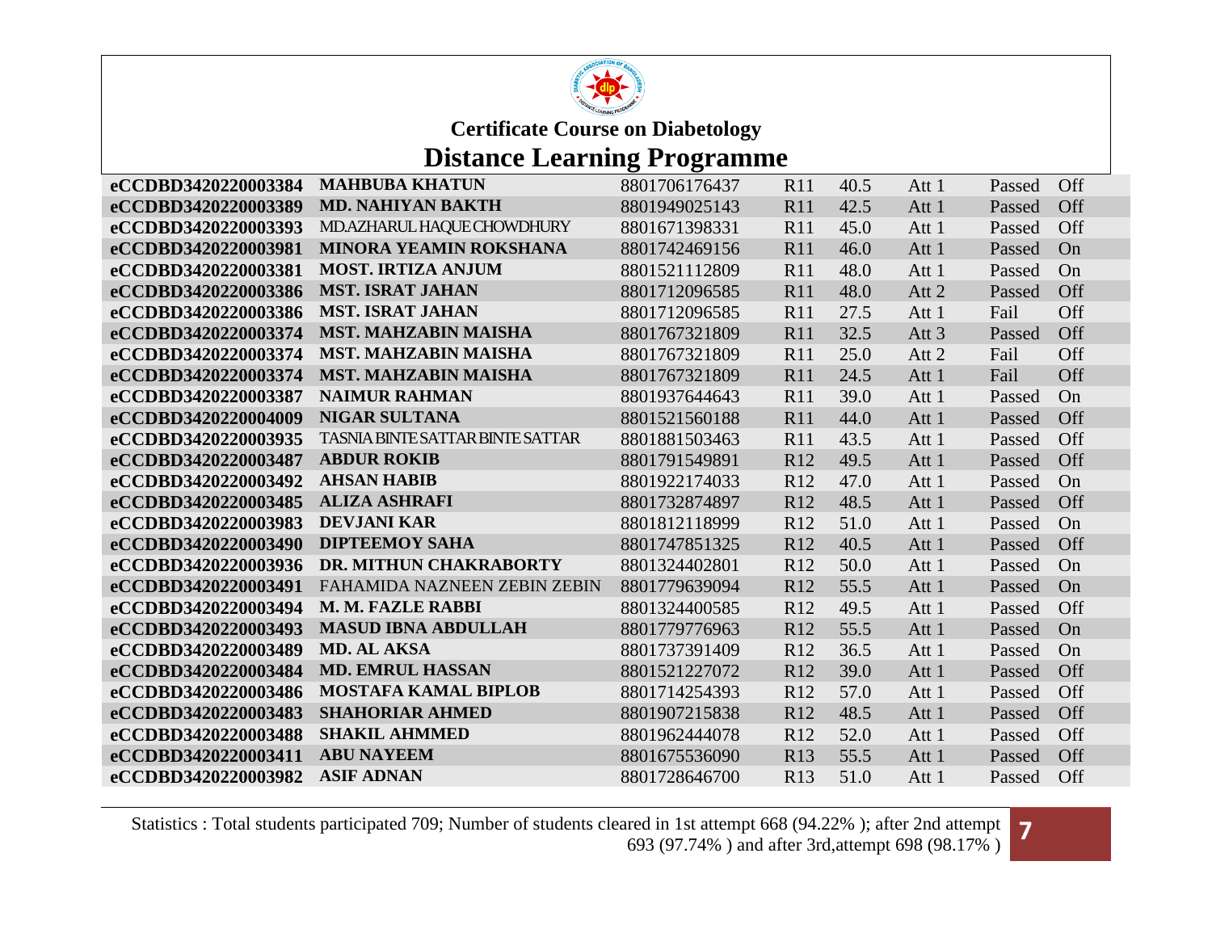## Certificate Course on Diabetology

# Distance Learning Programme

| | | | | | | | |
|---|---|---|---|---|---|---|---|
| **eCCDBD3420220003384** | **MAHBUBA KHATUN** | 8801706176437 | R11 | 40.5 | Att 1 | Passed | Off |
| **eCCDBD3420220003389** | **MD. NAHIYAN BAKTH** | 8801949025143 | R11 | 42.5 | Att 1 | Passed | Off |
| **eCCDBD3420220003393** | MD.AZHARUL HAQUE CHOWDHURY | 8801671398331 | R11 | 45.0 | Att 1 | Passed | Off |
| **eCCDBD3420220003981** | **MINORA YEAMIN ROKSHANA** | 8801742469156 | R11 | 46.0 | Att 1 | Passed | On |
| **eCCDBD3420220003381** | **MOST. IRTIZA ANJUM** | 8801521112809 | R11 | 48.0 | Att 1 | Passed | On |
| **eCCDBD3420220003386** | **MST. ISRAT JAHAN** | 8801712096585 | R11 | 48.0 | Att 2 | Passed | Off |
| **eCCDBD3420220003386** | **MST. ISRAT JAHAN** | 8801712096585 | R11 | 27.5 | Att 1 | Fail | Off |
| **eCCDBD3420220003374** | **MST. MAHZABIN MAISHA** | 8801767321809 | R11 | 32.5 | Att 3 | Passed | Off |
| **eCCDBD3420220003374** | **MST. MAHZABIN MAISHA** | 8801767321809 | R11 | 25.0 | Att 2 | Fail | Off |
| **eCCDBD3420220003374** | **MST. MAHZABIN MAISHA** | 8801767321809 | R11 | 24.5 | Att 1 | Fail | Off |
| **eCCDBD3420220003387** | **NAIMUR RAHMAN** | 8801937644643 | R11 | 39.0 | Att 1 | Passed | On |
| **eCCDBD3420220004009** | **NIGAR SULTANA** | 8801521560188 | R11 | 44.0 | Att 1 | Passed | Off |
| **eCCDBD3420220003935** | TASNIA BINTE SATTAR BINTE SATTAR | 8801881503463 | R11 | 43.5 | Att 1 | Passed | Off |
| **eCCDBD3420220003487** | **ABDUR ROKIB** | 8801791549891 | R12 | 49.5 | Att 1 | Passed | Off |
| **eCCDBD3420220003492** | **AHSAN HABIB** | 8801922174033 | R12 | 47.0 | Att 1 | Passed | On |
| **eCCDBD3420220003485** | **ALIZA ASHRAFI** | 8801732874897 | R12 | 48.5 | Att 1 | Passed | Off |
| **eCCDBD3420220003983** | **DEVJANI KAR** | 8801812118999 | R12 | 51.0 | Att 1 | Passed | On |
| **eCCDBD3420220003490** | **DIPTEEMOY SAHA** | 8801747851325 | R12 | 40.5 | Att 1 | Passed | Off |
| **eCCDBD3420220003936** | **DR. MITHUN CHAKRABORTY** | 8801324402801 | R12 | 50.0 | Att 1 | Passed | On |
| **eCCDBD3420220003491** | FAHAMIDA NAZNEEN ZEBIN ZEBIN | 8801779639094 | R12 | 55.5 | Att 1 | Passed | On |
| **eCCDBD3420220003494** | **M. M. FAZLE RABBI** | 8801324400585 | R12 | 49.5 | Att 1 | Passed | Off |
| **eCCDBD3420220003493** | **MASUD IBNA ABDULLAH** | 8801779776963 | R12 | 55.5 | Att 1 | Passed | On |
| **eCCDBD3420220003489** | **MD. AL AKSA** | 8801737391409 | R12 | 36.5 | Att 1 | Passed | On |
| **eCCDBD3420220003484** | **MD. EMRUL HASSAN** | 8801521227072 | R12 | 39.0 | Att 1 | Passed | Off |
| **eCCDBD3420220003486** | **MOSTAFA KAMAL BIPLOB** | 8801714254393 | R12 | 57.0 | Att 1 | Passed | Off |
| **eCCDBD3420220003483** | **SHAHORIAR AHMED** | 8801907215838 | R12 | 48.5 | Att 1 | Passed | Off |
| **eCCDBD3420220003488** | **SHAKIL AHMMED** | 8801962444078 | R12 | 52.0 | Att 1 | Passed | Off |
| **eCCDBD3420220003411** | **ABU NAYEEM** | 8801675536090 | R13 | 55.5 | Att 1 | Passed | Off |
| **eCCDBD3420220003982** | **ASIF ADNAN** | 8801728646700 | R13 | 51.0 | Att 1 | Passed | Off |

Statistics : Total students participated 709; Number of students cleared in 1st attempt 668 (94.22% ); after 2nd attempt 693 (97.74% ) and after 3rd,attempt 698 (98.17% )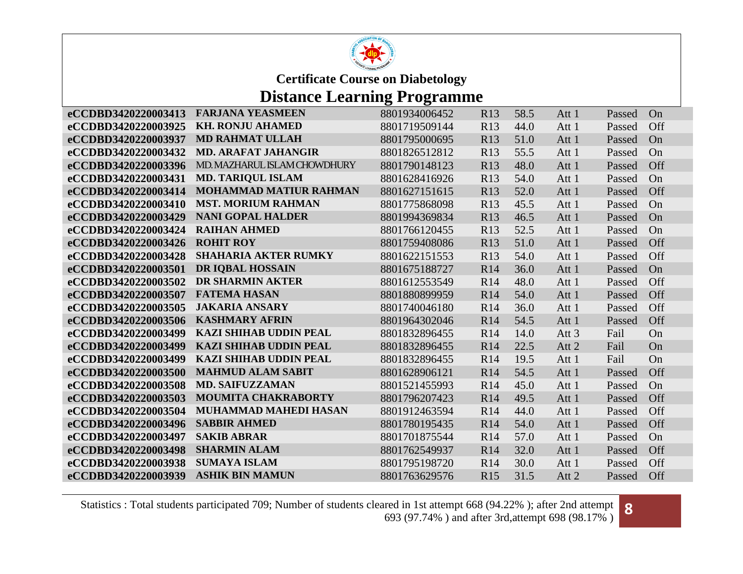**Certificate Course on Diabetology**

# Distance Learning Programme

| | | | | | | | |
|---|---|---|---|---|---|---|---|
| eCCDBD3420220003413 | FARJANA YEASMEEN | 8801934006452 | R13 | 58.5 | Att 1 | Passed | On |
| eCCDBD3420220003925 | KH. RONJU AHAMED | 8801719509144 | R13 | 44.0 | Att 1 | Passed | Off |
| eCCDBD3420220003937 | MD RAHMAT ULLAH | 8801795000695 | R13 | 51.0 | Att 1 | Passed | On |
| eCCDBD3420220003432 | MD. ARAFAT JAHANGIR | 8801826512812 | R13 | 55.5 | Att 1 | Passed | On |
| eCCDBD3420220003396 | MD. MAZHARUL ISLAM CHOWDHURY | 8801790148123 | R13 | 48.0 | Att 1 | Passed | Off |
| eCCDBD3420220003431 | MD. TARIQUL ISLAM | 8801628416926 | R13 | 54.0 | Att 1 | Passed | On |
| eCCDBD3420220003414 | MOHAMMAD MATIUR RAHMAN | 8801627151615 | R13 | 52.0 | Att 1 | Passed | Off |
| eCCDBD3420220003410 | MST. MORIUM RAHMAN | 8801775868098 | R13 | 45.5 | Att 1 | Passed | On |
| eCCDBD3420220003429 | NANI GOPAL HALDER | 8801994369834 | R13 | 46.5 | Att 1 | Passed | On |
| eCCDBD3420220003424 | RAIHAN AHMED | 8801766120455 | R13 | 52.5 | Att 1 | Passed | On |
| eCCDBD3420220003426 | ROHIT ROY | 8801759408086 | R13 | 51.0 | Att 1 | Passed | Off |
| eCCDBD3420220003428 | SHAHARIA AKTER RUMKY | 8801622151553 | R13 | 54.0 | Att 1 | Passed | Off |
| eCCDBD3420220003501 | DR IQBAL HOSSAIN | 8801675188727 | R14 | 36.0 | Att 1 | Passed | On |
| eCCDBD3420220003502 | DR SHARMIN AKTER | 8801612553549 | R14 | 48.0 | Att 1 | Passed | Off |
| eCCDBD3420220003507 | FATEMA HASAN | 8801880899959 | R14 | 54.0 | Att 1 | Passed | Off |
| eCCDBD3420220003505 | JAKARIA ANSARY | 8801740046180 | R14 | 36.0 | Att 1 | Passed | Off |
| eCCDBD3420220003506 | KASHMARY AFRIN | 8801964302046 | R14 | 54.5 | Att 1 | Passed | Off |
| eCCDBD3420220003499 | KAZI SHIHAB UDDIN PEAL | 8801832896455 | R14 | 14.0 | Att 3 | Fail | On |
| eCCDBD3420220003499 | KAZI SHIHAB UDDIN PEAL | 8801832896455 | R14 | 22.5 | Att 2 | Fail | On |
| eCCDBD3420220003499 | KAZI SHIHAB UDDIN PEAL | 8801832896455 | R14 | 19.5 | Att 1 | Fail | On |
| eCCDBD3420220003500 | MAHMUD ALAM SABIT | 8801628906121 | R14 | 54.5 | Att 1 | Passed | Off |
| eCCDBD3420220003508 | MD. SAIFUZZAMAN | 8801521455993 | R14 | 45.0 | Att 1 | Passed | On |
| eCCDBD3420220003503 | MOUMITA CHAKRABORTY | 8801796207423 | R14 | 49.5 | Att 1 | Passed | Off |
| eCCDBD3420220003504 | MUHAMMAD MAHEDI HASAN | 8801912463594 | R14 | 44.0 | Att 1 | Passed | Off |
| eCCDBD3420220003496 | SABBIR AHMED | 8801780195435 | R14 | 54.0 | Att 1 | Passed | Off |
| eCCDBD3420220003497 | SAKIB ABRAR | 8801701875544 | R14 | 57.0 | Att 1 | Passed | On |
| eCCDBD3420220003498 | SHARMIN ALAM | 8801762549937 | R14 | 32.0 | Att 1 | Passed | Off |
| eCCDBD3420220003938 | SUMAYA ISLAM | 8801795198720 | R14 | 30.0 | Att 1 | Passed | Off |
| eCCDBD3420220003939 | ASHIK BIN MAMUN | 8801763629576 | R15 | 31.5 | Att 2 | Passed | Off |

Statistics : Total students participated 709; Number of students cleared in 1st attempt 668 (94.22% ); after 2nd attempt 693 (97.74% ) and after 3rd,attempt 698 (98.17% )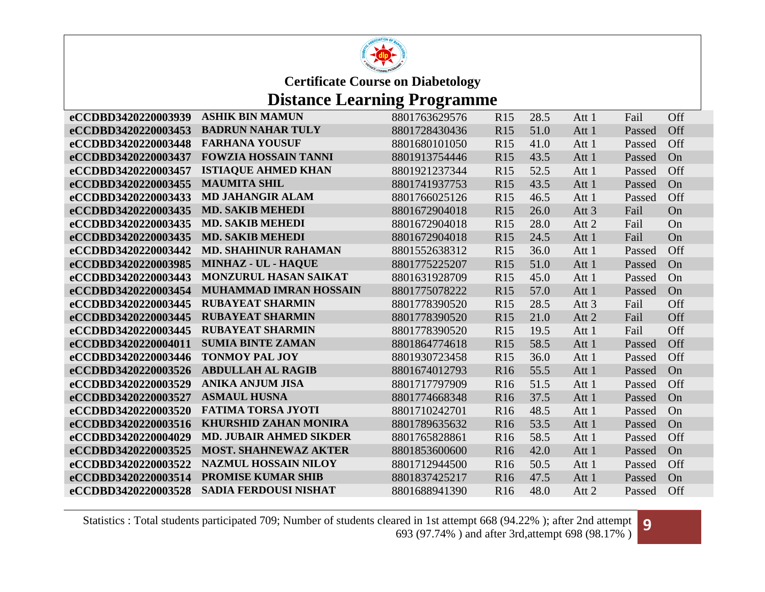## Certificate Course on Diabetology

# Distance Learning Programme

| | | | | | | | |
|---|---|---|---|---|---|---|---|
| **eCCDBD3420220003939** | **ASHIK BIN MAMUN** | 8801763629576 | R15 | 28.5 | Att 1 | Fail | Off |
| **eCCDBD3420220003453** | **BADRUN NAHAR TULY** | 8801728430436 | R15 | 51.0 | Att 1 | Passed | Off |
| **eCCDBD3420220003448** | **FARHANA YOUSUF** | 8801680101050 | R15 | 41.0 | Att 1 | Passed | Off |
| **eCCDBD3420220003437** | **FOWZIA HOSSAIN TANNI** | 8801913754446 | R15 | 43.5 | Att 1 | Passed | On |
| **eCCDBD3420220003457** | **ISTIAQUE AHMED KHAN** | 8801921237344 | R15 | 52.5 | Att 1 | Passed | Off |
| **eCCDBD3420220003455** | **MAUMITA SHIL** | 8801741937753 | R15 | 43.5 | Att 1 | Passed | On |
| **eCCDBD3420220003433** | **MD JAHANGIR ALAM** | 8801766025126 | R15 | 46.5 | Att 1 | Passed | Off |
| **eCCDBD3420220003435** | **MD. SAKIB MEHEDI** | 8801672904018 | R15 | 26.0 | Att 3 | Fail | On |
| **eCCDBD3420220003435** | **MD. SAKIB MEHEDI** | 8801672904018 | R15 | 28.0 | Att 2 | Fail | On |
| **eCCDBD3420220003435** | **MD. SAKIB MEHEDI** | 8801672904018 | R15 | 24.5 | Att 1 | Fail | On |
| **eCCDBD3420220003442** | **MD. SHAHINUR RAHAMAN** | 8801552638312 | R15 | 36.0 | Att 1 | Passed | Off |
| **eCCDBD3420220003985** | **MINHAZ - UL - HAQUE** | 8801775225207 | R15 | 51.0 | Att 1 | Passed | On |
| **eCCDBD3420220003443** | **MONZURUL HASAN SAIKAT** | 8801631928709 | R15 | 45.0 | Att 1 | Passed | On |
| **eCCDBD3420220003454** | **MUHAMMAD IMRAN HOSSAIN** | 8801775078222 | R15 | 57.0 | Att 1 | Passed | On |
| **eCCDBD3420220003445** | **RUBAYEAT SHARMIN** | 8801778390520 | R15 | 28.5 | Att 3 | Fail | Off |
| **eCCDBD3420220003445** | **RUBAYEAT SHARMIN** | 8801778390520 | R15 | 21.0 | Att 2 | Fail | Off |
| **eCCDBD3420220003445** | **RUBAYEAT SHARMIN** | 8801778390520 | R15 | 19.5 | Att 1 | Fail | Off |
| **eCCDBD3420220004011** | **SUMIA BINTE ZAMAN** | 8801864774618 | R15 | 58.5 | Att 1 | Passed | Off |
| **eCCDBD3420220003446** | **TONMOY PAL JOY** | 8801930723458 | R15 | 36.0 | Att 1 | Passed | Off |
| **eCCDBD3420220003526** | **ABDULLAH AL RAGIB** | 8801674012793 | R16 | 55.5 | Att 1 | Passed | On |
| **eCCDBD3420220003529** | **ANIKA ANJUM JISA** | 8801717797909 | R16 | 51.5 | Att 1 | Passed | Off |
| **eCCDBD3420220003527** | **ASMAUL HUSNA** | 8801774668348 | R16 | 37.5 | Att 1 | Passed | On |
| **eCCDBD3420220003520** | **FATIMA TORSA JYOTI** | 8801710242701 | R16 | 48.5 | Att 1 | Passed | On |
| **eCCDBD3420220003516** | **KHURSHID ZAHAN MONIRA** | 8801789635632 | R16 | 53.5 | Att 1 | Passed | On |
| **eCCDBD3420220004029** | **MD. JUBAIR AHMED SIKDER** | 8801765828861 | R16 | 58.5 | Att 1 | Passed | Off |
| **eCCDBD3420220003525** | **MOST. SHAHNEWAZ AKTER** | 8801853600600 | R16 | 42.0 | Att 1 | Passed | On |
| **eCCDBD3420220003522** | **NAZMUL HOSSAIN NILOY** | 8801712944500 | R16 | 50.5 | Att 1 | Passed | Off |
| **eCCDBD3420220003514** | **PROMISE KUMAR SHIB** | 8801837425217 | R16 | 47.5 | Att 1 | Passed | On |
| **eCCDBD3420220003528** | **SADIA FERDOUSI NISHAT** | 8801688941390 | R16 | 48.0 | Att 2 | Passed | Off |

Statistics : Total students participated 709; Number of students cleared in 1st attempt 668 (94.22% ); after 2nd attempt 693 (97.74% ) and after 3rd,attempt 698 (98.17% )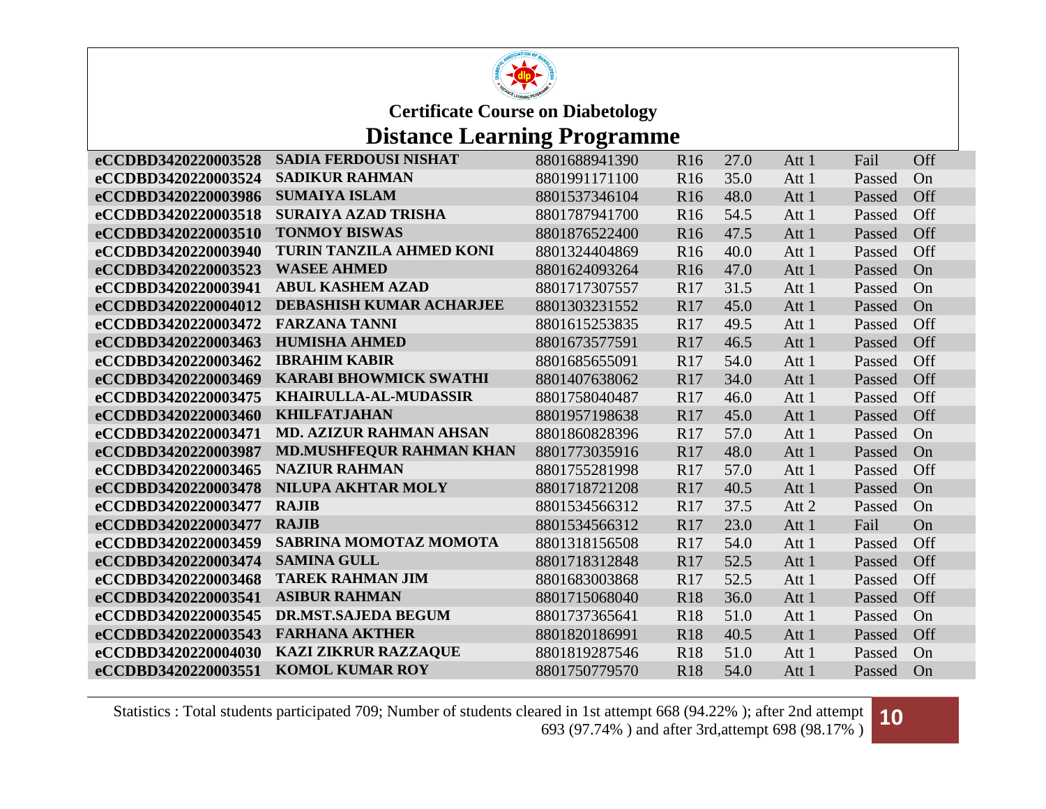## Certificate Course on Diabetology

# Distance Learning Programme

| | | | | | | | |
|---|---|---|---|---|---|---|---|
| **eCCDBD3420220003528** | **SADIA FERDOUSI NISHAT** | 8801688941390 | R16 | 27.0 | Att 1 | Fail | Off |
| **eCCDBD3420220003524** | **SADIKUR RAHMAN** | 8801991171100 | R16 | 35.0 | Att 1 | Passed | On |
| **eCCDBD3420220003986** | **SUMAIYA ISLAM** | 8801537346104 | R16 | 48.0 | Att 1 | Passed | Off |
| **eCCDBD3420220003518** | **SURAIYA AZAD TRISHA** | 8801787941700 | R16 | 54.5 | Att 1 | Passed | Off |
| **eCCDBD3420220003510** | **TONMOY BISWAS** | 8801876522400 | R16 | 47.5 | Att 1 | Passed | Off |
| **eCCDBD3420220003940** | **TURIN TANZILA AHMED KONI** | 8801324404869 | R16 | 40.0 | Att 1 | Passed | Off |
| **eCCDBD3420220003523** | **WASEE AHMED** | 8801624093264 | R16 | 47.0 | Att 1 | Passed | On |
| **eCCDBD3420220003941** | **ABUL KASHEM AZAD** | 8801717307557 | R17 | 31.5 | Att 1 | Passed | On |
| **eCCDBD3420220004012** | **DEBASHISH KUMAR ACHARJEE** | 8801303231552 | R17 | 45.0 | Att 1 | Passed | On |
| **eCCDBD3420220003472** | **FARZANA TANNI** | 8801615253835 | R17 | 49.5 | Att 1 | Passed | Off |
| **eCCDBD3420220003463** | **HUMISHA AHMED** | 8801673577591 | R17 | 46.5 | Att 1 | Passed | Off |
| **eCCDBD3420220003462** | **IBRAHIM KABIR** | 8801685655091 | R17 | 54.0 | Att 1 | Passed | Off |
| **eCCDBD3420220003469** | **KARABI BHOWMICK SWATHI** | 8801407638062 | R17 | 34.0 | Att 1 | Passed | Off |
| **eCCDBD3420220003475** | **KHAIRULLA-AL-MUDASSIR** | 8801758040487 | R17 | 46.0 | Att 1 | Passed | Off |
| **eCCDBD3420220003460** | **KHILFATJAHAN** | 8801957198638 | R17 | 45.0 | Att 1 | Passed | Off |
| **eCCDBD3420220003471** | **MD. AZIZUR RAHMAN AHSAN** | 8801860828396 | R17 | 57.0 | Att 1 | Passed | On |
| **eCCDBD3420220003987** | **MD.MUSHFEQUR RAHMAN KHAN** | 8801773035916 | R17 | 48.0 | Att 1 | Passed | On |
| **eCCDBD3420220003465** | **NAZIUR RAHMAN** | 8801755281998 | R17 | 57.0 | Att 1 | Passed | Off |
| **eCCDBD3420220003478** | **NILUPA AKHTAR MOLY** | 8801718721208 | R17 | 40.5 | Att 1 | Passed | On |
| **eCCDBD3420220003477** | **RAJIB** | 8801534566312 | R17 | 37.5 | Att 2 | Passed | On |
| **eCCDBD3420220003477** | **RAJIB** | 8801534566312 | R17 | 23.0 | Att 1 | Fail | On |
| **eCCDBD3420220003459** | **SABRINA MOMOTAZ MOMOTA** | 8801318156508 | R17 | 54.0 | Att 1 | Passed | Off |
| **eCCDBD3420220003474** | **SAMINA GULL** | 8801718312848 | R17 | 52.5 | Att 1 | Passed | Off |
| **eCCDBD3420220003468** | **TAREK RAHMAN JIM** | 8801683003868 | R17 | 52.5 | Att 1 | Passed | Off |
| **eCCDBD3420220003541** | **ASIBUR RAHMAN** | 8801715068040 | R18 | 36.0 | Att 1 | Passed | Off |
| **eCCDBD3420220003545** | **DR.MST.SAJEDA BEGUM** | 8801737365641 | R18 | 51.0 | Att 1 | Passed | On |
| **eCCDBD3420220003543** | **FARHANA AKTHER** | 8801820186991 | R18 | 40.5 | Att 1 | Passed | Off |
| **eCCDBD3420220004030** | **KAZI ZIKRUR RAZZAQUE** | 8801819287546 | R18 | 51.0 | Att 1 | Passed | On |
| **eCCDBD3420220003551** | **KOMOL KUMAR ROY** | 8801750779570 | R18 | 54.0 | Att 1 | Passed | On |

Statistics : Total students participated 709; Number of students cleared in 1st attempt 668 (94.22% ); after 2nd attempt 693 (97.74% ) and after 3rd,attempt 698 (98.17% )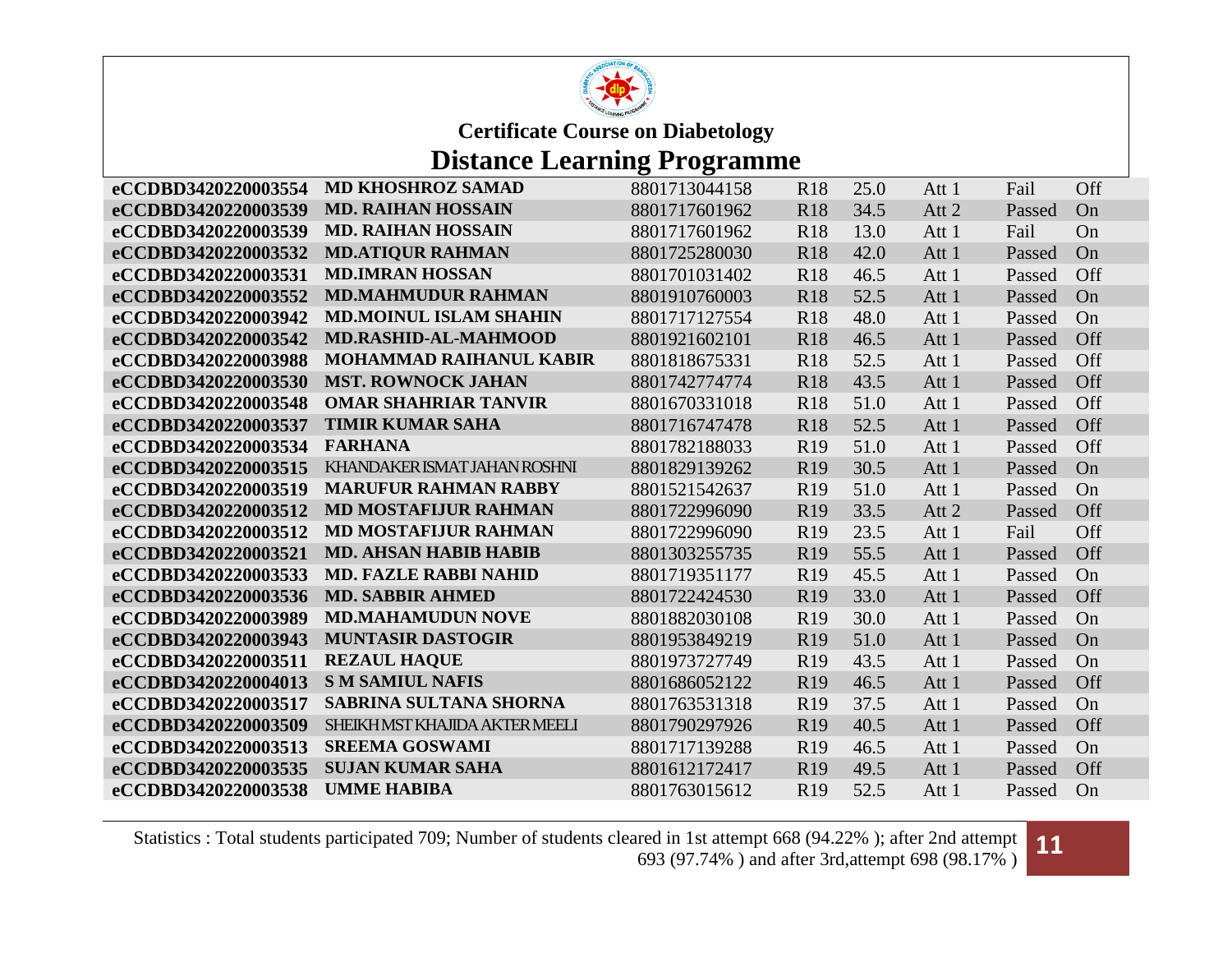## Certificate Course on Diabetology

# Distance Learning Programme

| | | | | | | | |
|---|---|---|---|---|---|---|---|
| **eCCDBD3420220003554** | **MD KHOSHROZ SAMAD** | 8801713044158 | R18 | 25.0 | Att 1 | Fail | Off |
| **eCCDBD3420220003539** | **MD. RAIHAN HOSSAIN** | 8801717601962 | R18 | 34.5 | Att 2 | Passed | On |
| **eCCDBD3420220003539** | **MD. RAIHAN HOSSAIN** | 8801717601962 | R18 | 13.0 | Att 1 | Fail | On |
| **eCCDBD3420220003532** | **MD.ATIQUR RAHMAN** | 8801725280030 | R18 | 42.0 | Att 1 | Passed | On |
| **eCCDBD3420220003531** | **MD.IMRAN HOSSAN** | 8801701031402 | R18 | 46.5 | Att 1 | Passed | Off |
| **eCCDBD3420220003552** | **MD.MAHMUDUR RAHMAN** | 8801910760003 | R18 | 52.5 | Att 1 | Passed | On |
| **eCCDBD3420220003942** | **MD.MOINUL ISLAM SHAHIN** | 8801717127554 | R18 | 48.0 | Att 1 | Passed | On |
| **eCCDBD3420220003542** | **MD.RASHID-AL-MAHMOOD** | 8801921602101 | R18 | 46.5 | Att 1 | Passed | Off |
| **eCCDBD3420220003988** | **MOHAMMAD RAIHANUL KABIR** | 8801818675331 | R18 | 52.5 | Att 1 | Passed | Off |
| **eCCDBD3420220003530** | **MST. ROWNOCK JAHAN** | 8801742774774 | R18 | 43.5 | Att 1 | Passed | Off |
| **eCCDBD3420220003548** | **OMAR SHAHRIAR TANVIR** | 8801670331018 | R18 | 51.0 | Att 1 | Passed | Off |
| **eCCDBD3420220003537** | **TIMIR KUMAR SAHA** | 8801716747478 | R18 | 52.5 | Att 1 | Passed | Off |
| **eCCDBD3420220003534** | **FARHANA** | 8801782188033 | R19 | 51.0 | Att 1 | Passed | Off |
| **eCCDBD3420220003515** | KHANDAKER ISMAT JAHAN ROSHNI | 8801829139262 | R19 | 30.5 | Att 1 | Passed | On |
| **eCCDBD3420220003519** | **MARUFUR RAHMAN RABBY** | 8801521542637 | R19 | 51.0 | Att 1 | Passed | On |
| **eCCDBD3420220003512** | **MD MOSTAFIJUR RAHMAN** | 8801722996090 | R19 | 33.5 | Att 2 | Passed | Off |
| **eCCDBD3420220003512** | **MD MOSTAFIJUR RAHMAN** | 8801722996090 | R19 | 23.5 | Att 1 | Fail | Off |
| **eCCDBD3420220003521** | **MD. AHSAN HABIB HABIB** | 8801303255735 | R19 | 55.5 | Att 1 | Passed | Off |
| **eCCDBD3420220003533** | **MD. FAZLE RABBI NAHID** | 8801719351177 | R19 | 45.5 | Att 1 | Passed | On |
| **eCCDBD3420220003536** | **MD. SABBIR AHMED** | 8801722424530 | R19 | 33.0 | Att 1 | Passed | Off |
| **eCCDBD3420220003989** | **MD.MAHAMUDUN NOVE** | 8801882030108 | R19 | 30.0 | Att 1 | Passed | On |
| **eCCDBD3420220003943** | **MUNTASIR DASTOGIR** | 8801953849219 | R19 | 51.0 | Att 1 | Passed | On |
| **eCCDBD3420220003511** | **REZAUL HAQUE** | 8801973727749 | R19 | 43.5 | Att 1 | Passed | On |
| **eCCDBD3420220004013** | **S M SAMIUL NAFIS** | 8801686052122 | R19 | 46.5 | Att 1 | Passed | Off |
| **eCCDBD3420220003517** | **SABRINA SULTANA SHORNA** | 8801763531318 | R19 | 37.5 | Att 1 | Passed | On |
| **eCCDBD3420220003509** | SHEIKH MST KHAJIDA AKTER MEELI | 8801790297926 | R19 | 40.5 | Att 1 | Passed | Off |
| **eCCDBD3420220003513** | **SREEMA GOSWAMI** | 8801717139288 | R19 | 46.5 | Att 1 | Passed | On |
| **eCCDBD3420220003535** | **SUJAN KUMAR SAHA** | 8801612172417 | R19 | 49.5 | Att 1 | Passed | Off |
| **eCCDBD3420220003538** | **UMME HABIBA** | 8801763015612 | R19 | 52.5 | Att 1 | Passed | On |

Statistics : Total students participated 709; Number of students cleared in 1st attempt 668 (94.22% ); after 2nd attempt 693 (97.74% ) and after 3rd,attempt 698 (98.17% )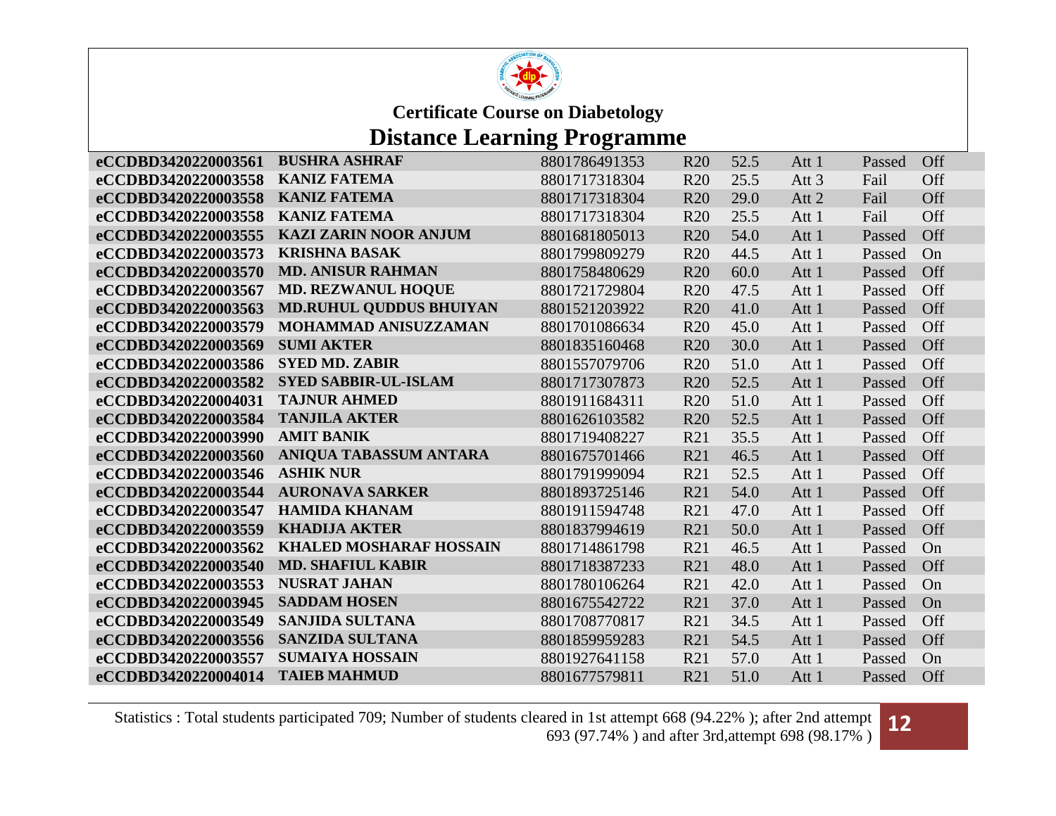**Certificate Course on Diabetology**

# Distance Learning Programme

| | | | | | | | |
|---|---|---|---|---|---|---|---|
| **eCCDBD3420220003561** | **BUSHRA ASHRAF** | 8801786491353 | R20 | 52.5 | Att 1 | Passed | Off |
| **eCCDBD3420220003558** | **KANIZ FATEMA** | 8801717318304 | R20 | 25.5 | Att 3 | Fail | Off |
| **eCCDBD3420220003558** | **KANIZ FATEMA** | 8801717318304 | R20 | 29.0 | Att 2 | Fail | Off |
| **eCCDBD3420220003558** | **KANIZ FATEMA** | 8801717318304 | R20 | 25.5 | Att 1 | Fail | Off |
| **eCCDBD3420220003555** | **KAZI ZARIN NOOR ANJUM** | 8801681805013 | R20 | 54.0 | Att 1 | Passed | Off |
| **eCCDBD3420220003573** | **KRISHNA BASAK** | 8801799809279 | R20 | 44.5 | Att 1 | Passed | On |
| **eCCDBD3420220003570** | **MD. ANISUR RAHMAN** | 8801758480629 | R20 | 60.0 | Att 1 | Passed | Off |
| **eCCDBD3420220003567** | **MD. REZWANUL HOQUE** | 8801721729804 | R20 | 47.5 | Att 1 | Passed | Off |
| **eCCDBD3420220003563** | **MD.RUHUL QUDDUS BHUIYAN** | 8801521203922 | R20 | 41.0 | Att 1 | Passed | Off |
| **eCCDBD3420220003579** | **MOHAMMAD ANISUZZAMAN** | 8801701086634 | R20 | 45.0 | Att 1 | Passed | Off |
| **eCCDBD3420220003569** | **SUMI AKTER** | 8801835160468 | R20 | 30.0 | Att 1 | Passed | Off |
| **eCCDBD3420220003586** | **SYED MD. ZABIR** | 8801557079706 | R20 | 51.0 | Att 1 | Passed | Off |
| **eCCDBD3420220003582** | **SYED SABBIR-UL-ISLAM** | 8801717307873 | R20 | 52.5 | Att 1 | Passed | Off |
| **eCCDBD3420220004031** | **TAJNUR AHMED** | 8801911684311 | R20 | 51.0 | Att 1 | Passed | Off |
| **eCCDBD3420220003584** | **TANJILA AKTER** | 8801626103582 | R20 | 52.5 | Att 1 | Passed | Off |
| **eCCDBD3420220003990** | **AMIT BANIK** | 8801719408227 | R21 | 35.5 | Att 1 | Passed | Off |
| **eCCDBD3420220003560** | **ANIQUA TABASSUM ANTARA** | 8801675701466 | R21 | 46.5 | Att 1 | Passed | Off |
| **eCCDBD3420220003546** | **ASHIK NUR** | 8801791999094 | R21 | 52.5 | Att 1 | Passed | Off |
| **eCCDBD3420220003544** | **AURONAVA SARKER** | 8801893725146 | R21 | 54.0 | Att 1 | Passed | Off |
| **eCCDBD3420220003547** | **HAMIDA KHANAM** | 8801911594748 | R21 | 47.0 | Att 1 | Passed | Off |
| **eCCDBD3420220003559** | **KHADIJA AKTER** | 8801837994619 | R21 | 50.0 | Att 1 | Passed | Off |
| **eCCDBD3420220003562** | **KHALED MOSHARAF HOSSAIN** | 8801714861798 | R21 | 46.5 | Att 1 | Passed | On |
| **eCCDBD3420220003540** | **MD. SHAFIUL KABIR** | 8801718387233 | R21 | 48.0 | Att 1 | Passed | Off |
| **eCCDBD3420220003553** | **NUSRAT JAHAN** | 8801780106264 | R21 | 42.0 | Att 1 | Passed | On |
| **eCCDBD3420220003945** | **SADDAM HOSEN** | 8801675542722 | R21 | 37.0 | Att 1 | Passed | On |
| **eCCDBD3420220003549** | **SANJIDA SULTANA** | 8801708770817 | R21 | 34.5 | Att 1 | Passed | Off |
| **eCCDBD3420220003556** | **SANZIDA SULTANA** | 8801859959283 | R21 | 54.5 | Att 1 | Passed | Off |
| **eCCDBD3420220003557** | **SUMAIYA HOSSAIN** | 8801927641158 | R21 | 57.0 | Att 1 | Passed | On |
| **eCCDBD3420220004014** | **TAIEB MAHMUD** | 8801677579811 | R21 | 51.0 | Att 1 | Passed | Off |

Statistics : Total students participated 709; Number of students cleared in 1st attempt 668 (94.22% ); after 2nd attempt 693 (97.74% ) and after 3rd,attempt 698 (98.17% )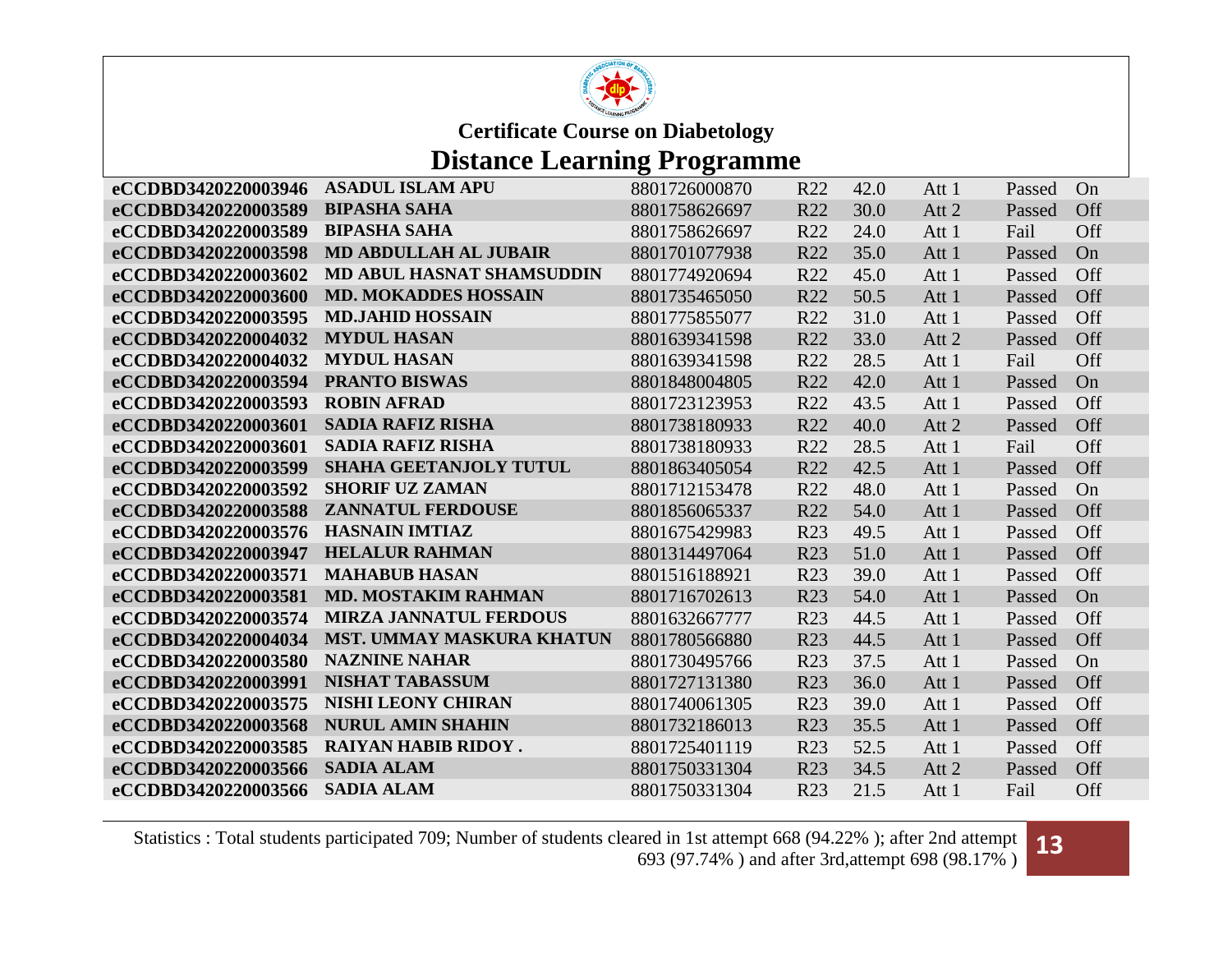## Certificate Course on Diabetology

# Distance Learning Programme

| | | | | | | | |
|---|---|---|---|---|---|---|---|
| **eCCDBD3420220003946** | **ASADUL ISLAM APU** | 8801726000870 | R22 | 42.0 | Att 1 | Passed | On |
| **eCCDBD3420220003589** | **BIPASHA SAHA** | 8801758626697 | R22 | 30.0 | Att 2 | Passed | Off |
| **eCCDBD3420220003589** | **BIPASHA SAHA** | 8801758626697 | R22 | 24.0 | Att 1 | Fail | Off |
| **eCCDBD3420220003598** | **MD ABDULLAH AL JUBAIR** | 8801701077938 | R22 | 35.0 | Att 1 | Passed | On |
| **eCCDBD3420220003602** | **MD ABUL HASNAT SHAMSUDDIN** | 8801774920694 | R22 | 45.0 | Att 1 | Passed | Off |
| **eCCDBD3420220003600** | **MD. MOKADDES HOSSAIN** | 8801735465050 | R22 | 50.5 | Att 1 | Passed | Off |
| **eCCDBD3420220003595** | **MD.JAHID HOSSAIN** | 8801775855077 | R22 | 31.0 | Att 1 | Passed | Off |
| **eCCDBD3420220004032** | **MYDUL HASAN** | 8801639341598 | R22 | 33.0 | Att 2 | Passed | Off |
| **eCCDBD3420220004032** | **MYDUL HASAN** | 8801639341598 | R22 | 28.5 | Att 1 | Fail | Off |
| **eCCDBD3420220003594** | **PRANTO BISWAS** | 8801848004805 | R22 | 42.0 | Att 1 | Passed | On |
| **eCCDBD3420220003593** | **ROBIN AFRAD** | 8801723123953 | R22 | 43.5 | Att 1 | Passed | Off |
| **eCCDBD3420220003601** | **SADIA RAFIZ RISHA** | 8801738180933 | R22 | 40.0 | Att 2 | Passed | Off |
| **eCCDBD3420220003601** | **SADIA RAFIZ RISHA** | 8801738180933 | R22 | 28.5 | Att 1 | Fail | Off |
| **eCCDBD3420220003599** | **SHAHA GEETANJOLY TUTUL** | 8801863405054 | R22 | 42.5 | Att 1 | Passed | Off |
| **eCCDBD3420220003592** | **SHORIF UZ ZAMAN** | 8801712153478 | R22 | 48.0 | Att 1 | Passed | On |
| **eCCDBD3420220003588** | **ZANNATUL FERDOUSE** | 8801856065337 | R22 | 54.0 | Att 1 | Passed | Off |
| **eCCDBD3420220003576** | **HASNAIN IMTIAZ** | 8801675429983 | R23 | 49.5 | Att 1 | Passed | Off |
| **eCCDBD3420220003947** | **HELALUR RAHMAN** | 8801314497064 | R23 | 51.0 | Att 1 | Passed | Off |
| **eCCDBD3420220003571** | **MAHABUB HASAN** | 8801516188921 | R23 | 39.0 | Att 1 | Passed | Off |
| **eCCDBD3420220003581** | **MD. MOSTAKIM RAHMAN** | 8801716702613 | R23 | 54.0 | Att 1 | Passed | On |
| **eCCDBD3420220003574** | **MIRZA JANNATUL FERDOUS** | 8801632667777 | R23 | 44.5 | Att 1 | Passed | Off |
| **eCCDBD3420220004034** | **MST. UMMAY MASKURA KHATUN** | 8801780566880 | R23 | 44.5 | Att 1 | Passed | Off |
| **eCCDBD3420220003580** | **NAZNINE NAHAR** | 8801730495766 | R23 | 37.5 | Att 1 | Passed | On |
| **eCCDBD3420220003991** | **NISHAT TABASSUM** | 8801727131380 | R23 | 36.0 | Att 1 | Passed | Off |
| **eCCDBD3420220003575** | **NISHI LEONY CHIRAN** | 8801740061305 | R23 | 39.0 | Att 1 | Passed | Off |
| **eCCDBD3420220003568** | **NURUL AMIN SHAHIN** | 8801732186013 | R23 | 35.5 | Att 1 | Passed | Off |
| **eCCDBD3420220003585** | **RAIYAN HABIB RIDOY .** | 8801725401119 | R23 | 52.5 | Att 1 | Passed | Off |
| **eCCDBD3420220003566** | **SADIA ALAM** | 8801750331304 | R23 | 34.5 | Att 2 | Passed | Off |
| **eCCDBD3420220003566** | **SADIA ALAM** | 8801750331304 | R23 | 21.5 | Att 1 | Fail | Off |

Statistics : Total students participated 709; Number of students cleared in 1st attempt 668 (94.22% ); after 2nd attempt 693 (97.74% ) and after 3rd,attempt 698 (98.17% )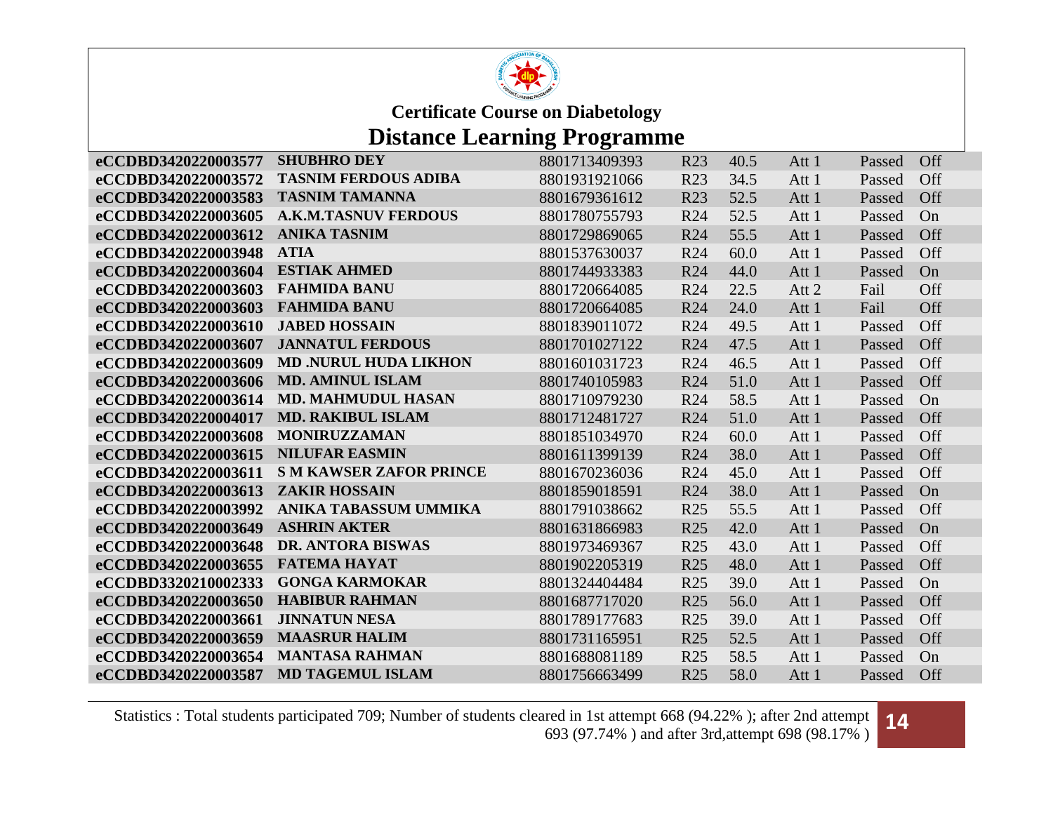**Certificate Course on Diabetology**

# Distance Learning Programme

| | | | | | | | |
|---|---|---|---|---|---|---|---|
| **eCCDBD3420220003577** | **SHUBHRO DEY** | 8801713409393 | R23 | 40.5 | Att 1 | Passed | Off |
| **eCCDBD3420220003572** | **TASNIM FERDOUS ADIBA** | 8801931921066 | R23 | 34.5 | Att 1 | Passed | Off |
| **eCCDBD3420220003583** | **TASNIM TAMANNA** | 8801679361612 | R23 | 52.5 | Att 1 | Passed | Off |
| **eCCDBD3420220003605** | **A.K.M.TASNUV FERDOUS** | 8801780755793 | R24 | 52.5 | Att 1 | Passed | On |
| **eCCDBD3420220003612** | **ANIKA TASNIM** | 8801729869065 | R24 | 55.5 | Att 1 | Passed | Off |
| **eCCDBD3420220003948** | **ATIA** | 8801537630037 | R24 | 60.0 | Att 1 | Passed | Off |
| **eCCDBD3420220003604** | **ESTIAK AHMED** | 8801744933383 | R24 | 44.0 | Att 1 | Passed | On |
| **eCCDBD3420220003603** | **FAHMIDA BANU** | 8801720664085 | R24 | 22.5 | Att 2 | Fail | Off |
| **eCCDBD3420220003603** | **FAHMIDA BANU** | 8801720664085 | R24 | 24.0 | Att 1 | Fail | Off |
| **eCCDBD3420220003610** | **JABED HOSSAIN** | 8801839011072 | R24 | 49.5 | Att 1 | Passed | Off |
| **eCCDBD3420220003607** | **JANNATUL FERDOUS** | 8801701027122 | R24 | 47.5 | Att 1 | Passed | Off |
| **eCCDBD3420220003609** | **MD .NURUL HUDA LIKHON** | 8801601031723 | R24 | 46.5 | Att 1 | Passed | Off |
| **eCCDBD3420220003606** | **MD. AMINUL ISLAM** | 8801740105983 | R24 | 51.0 | Att 1 | Passed | Off |
| **eCCDBD3420220003614** | **MD. MAHMUDUL HASAN** | 8801710979230 | R24 | 58.5 | Att 1 | Passed | On |
| **eCCDBD3420220004017** | **MD. RAKIBUL ISLAM** | 8801712481727 | R24 | 51.0 | Att 1 | Passed | Off |
| **eCCDBD3420220003608** | **MONIRUZZAMAN** | 8801851034970 | R24 | 60.0 | Att 1 | Passed | Off |
| **eCCDBD3420220003615** | **NILUFAR EASMIN** | 8801611399139 | R24 | 38.0 | Att 1 | Passed | Off |
| **eCCDBD3420220003611** | **S M KAWSER ZAFOR PRINCE** | 8801670236036 | R24 | 45.0 | Att 1 | Passed | Off |
| **eCCDBD3420220003613** | **ZAKIR HOSSAIN** | 8801859018591 | R24 | 38.0 | Att 1 | Passed | On |
| **eCCDBD3420220003992** | **ANIKA TABASSUM UMMIKA** | 8801791038662 | R25 | 55.5 | Att 1 | Passed | Off |
| **eCCDBD3420220003649** | **ASHRIN AKTER** | 8801631866983 | R25 | 42.0 | Att 1 | Passed | On |
| **eCCDBD3420220003648** | **DR. ANTORA BISWAS** | 8801973469367 | R25 | 43.0 | Att 1 | Passed | Off |
| **eCCDBD3420220003655** | **FATEMA HAYAT** | 8801902205319 | R25 | 48.0 | Att 1 | Passed | Off |
| **eCCDBD3320210002333** | **GONGA KARMOKAR** | 8801324404484 | R25 | 39.0 | Att 1 | Passed | On |
| **eCCDBD3420220003650** | **HABIBUR RAHMAN** | 8801687717020 | R25 | 56.0 | Att 1 | Passed | Off |
| **eCCDBD3420220003661** | **JINNATUN NESA** | 8801789177683 | R25 | 39.0 | Att 1 | Passed | Off |
| **eCCDBD3420220003659** | **MAASRUR HALIM** | 8801731165951 | R25 | 52.5 | Att 1 | Passed | Off |
| **eCCDBD3420220003654** | **MANTASA RAHMAN** | 8801688081189 | R25 | 58.5 | Att 1 | Passed | On |
| **eCCDBD3420220003587** | **MD TAGEMUL ISLAM** | 8801756663499 | R25 | 58.0 | Att 1 | Passed | Off |

Statistics : Total students participated 709; Number of students cleared in 1st attempt 668 (94.22% ); after 2nd attempt 693 (97.74% ) and after 3rd,attempt 698 (98.17% )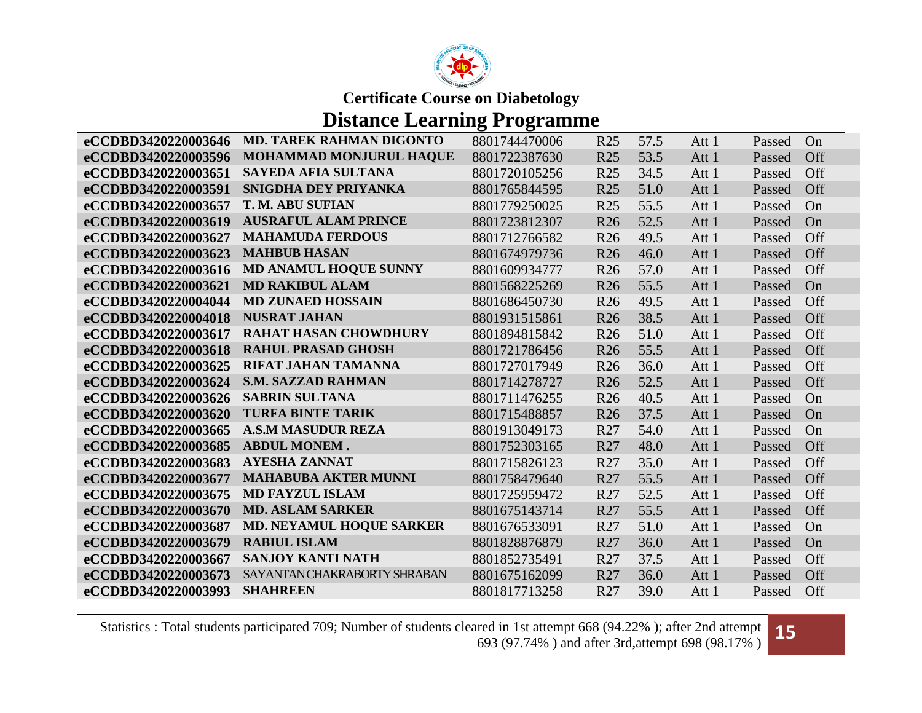## Certificate Course on Diabetology

# Distance Learning Programme

| | | | | | | | |
|---|---|---|---|---|---|---|---|
| **eCCDBD3420220003646** | **MD. TAREK RAHMAN DIGONTO** | 8801744470006 | R25 | 57.5 | Att 1 | Passed | On |
| **eCCDBD3420220003596** | **MOHAMMAD MONJURUL HAQUE** | 8801722387630 | R25 | 53.5 | Att 1 | Passed | Off |
| **eCCDBD3420220003651** | **SAYEDA AFIA SULTANA** | 8801720105256 | R25 | 34.5 | Att 1 | Passed | Off |
| **eCCDBD3420220003591** | **SNIGDHA DEY PRIYANKA** | 8801765844595 | R25 | 51.0 | Att 1 | Passed | Off |
| **eCCDBD3420220003657** | **T. M. ABU SUFIAN** | 8801779250025 | R25 | 55.5 | Att 1 | Passed | On |
| **eCCDBD3420220003619** | **AUSRAFUL ALAM PRINCE** | 8801723812307 | R26 | 52.5 | Att 1 | Passed | On |
| **eCCDBD3420220003627** | **MAHAMUDA FERDOUS** | 8801712766582 | R26 | 49.5 | Att 1 | Passed | Off |
| **eCCDBD3420220003623** | **MAHBUB HASAN** | 8801674979736 | R26 | 46.0 | Att 1 | Passed | Off |
| **eCCDBD3420220003616** | **MD ANAMUL HOQUE SUNNY** | 8801609934777 | R26 | 57.0 | Att 1 | Passed | Off |
| **eCCDBD3420220003621** | **MD RAKIBUL ALAM** | 8801568225269 | R26 | 55.5 | Att 1 | Passed | On |
| **eCCDBD3420220004044** | **MD ZUNAED HOSSAIN** | 8801686450730 | R26 | 49.5 | Att 1 | Passed | Off |
| **eCCDBD3420220004018** | **NUSRAT JAHAN** | 8801931515861 | R26 | 38.5 | Att 1 | Passed | Off |
| **eCCDBD3420220003617** | **RAHAT HASAN CHOWDHURY** | 8801894815842 | R26 | 51.0 | Att 1 | Passed | Off |
| **eCCDBD3420220003618** | **RAHUL PRASAD GHOSH** | 8801721786456 | R26 | 55.5 | Att 1 | Passed | Off |
| **eCCDBD3420220003625** | **RIFAT JAHAN TAMANNA** | 8801727017949 | R26 | 36.0 | Att 1 | Passed | Off |
| **eCCDBD3420220003624** | **S.M. SAZZAD RAHMAN** | 8801714278727 | R26 | 52.5 | Att 1 | Passed | Off |
| **eCCDBD3420220003626** | **SABRIN SULTANA** | 8801711476255 | R26 | 40.5 | Att 1 | Passed | On |
| **eCCDBD3420220003620** | **TURFA BINTE TARIK** | 8801715488857 | R26 | 37.5 | Att 1 | Passed | On |
| **eCCDBD3420220003665** | **A.S.M MASUDUR REZA** | 8801913049173 | R27 | 54.0 | Att 1 | Passed | On |
| **eCCDBD3420220003685** | **ABDUL MONEM .** | 8801752303165 | R27 | 48.0 | Att 1 | Passed | Off |
| **eCCDBD3420220003683** | **AYESHA ZANNAT** | 8801715826123 | R27 | 35.0 | Att 1 | Passed | Off |
| **eCCDBD3420220003677** | **MAHABUBA AKTER MUNNI** | 8801758479640 | R27 | 55.5 | Att 1 | Passed | Off |
| **eCCDBD3420220003675** | **MD FAYZUL ISLAM** | 8801725959472 | R27 | 52.5 | Att 1 | Passed | Off |
| **eCCDBD3420220003670** | **MD. ASLAM SARKER** | 8801675143714 | R27 | 55.5 | Att 1 | Passed | Off |
| **eCCDBD3420220003687** | **MD. NEYAMUL HOQUE SARKER** | 8801676533091 | R27 | 51.0 | Att 1 | Passed | On |
| **eCCDBD3420220003679** | **RABIUL ISLAM** | 8801828876879 | R27 | 36.0 | Att 1 | Passed | On |
| **eCCDBD3420220003667** | **SANJOY KANTI NATH** | 8801852735491 | R27 | 37.5 | Att 1 | Passed | Off |
| **eCCDBD3420220003673** | SAYANTAN CHAKRABORTY SHRABAN | 8801675162099 | R27 | 36.0 | Att 1 | Passed | Off |
| **eCCDBD3420220003993** | **SHAHREEN** | 8801817713258 | R27 | 39.0 | Att 1 | Passed | Off |

Statistics : Total students participated 709; Number of students cleared in 1st attempt 668 (94.22% ); after 2nd attempt 693 (97.74% ) and after 3rd,attempt 698 (98.17% )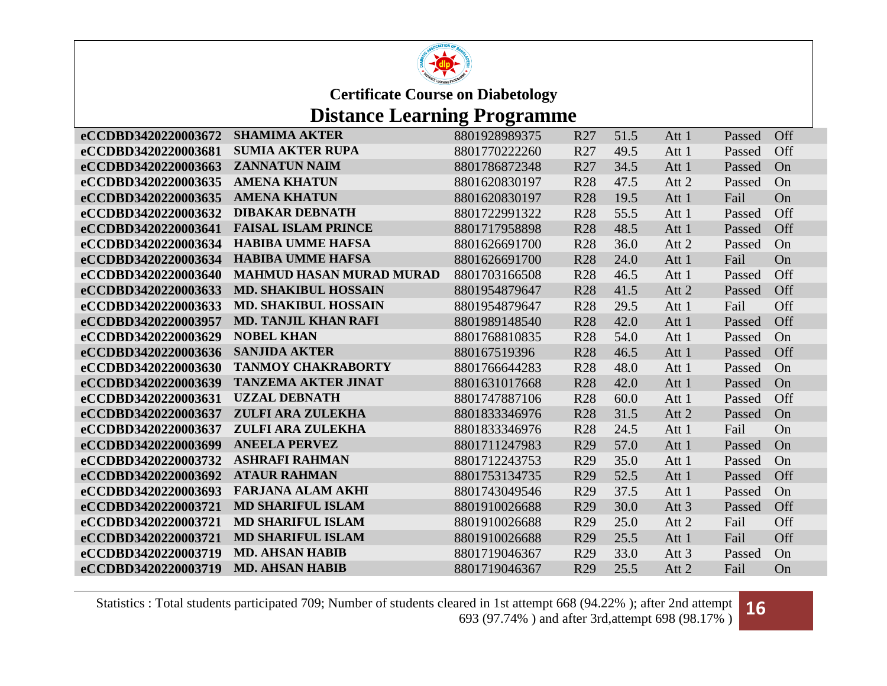## Certificate Course on Diabetology

# Distance Learning Programme

| | | | | | | | |
|---|---|---|---|---|---|---|---|
| **eCCDBD3420220003672** | **SHAMIMA AKTER** | 8801928989375 | R27 | 51.5 | Att 1 | Passed | Off |
| **eCCDBD3420220003681** | **SUMIA AKTER RUPA** | 8801770222260 | R27 | 49.5 | Att 1 | Passed | Off |
| **eCCDBD3420220003663** | **ZANNATUN NAIM** | 8801786872348 | R27 | 34.5 | Att 1 | Passed | On |
| **eCCDBD3420220003635** | **AMENA KHATUN** | 8801620830197 | R28 | 47.5 | Att 2 | Passed | On |
| **eCCDBD3420220003635** | **AMENA KHATUN** | 8801620830197 | R28 | 19.5 | Att 1 | Fail | On |
| **eCCDBD3420220003632** | **DIBAKAR DEBNATH** | 8801722991322 | R28 | 55.5 | Att 1 | Passed | Off |
| **eCCDBD3420220003641** | **FAISAL ISLAM PRINCE** | 8801717958898 | R28 | 48.5 | Att 1 | Passed | Off |
| **eCCDBD3420220003634** | **HABIBA UMME HAFSA** | 8801626691700 | R28 | 36.0 | Att 2 | Passed | On |
| **eCCDBD3420220003634** | **HABIBA UMME HAFSA** | 8801626691700 | R28 | 24.0 | Att 1 | Fail | On |
| **eCCDBD3420220003640** | **MAHMUD HASAN MURAD MURAD** | 8801703166508 | R28 | 46.5 | Att 1 | Passed | Off |
| **eCCDBD3420220003633** | **MD. SHAKIBUL HOSSAIN** | 8801954879647 | R28 | 41.5 | Att 2 | Passed | Off |
| **eCCDBD3420220003633** | **MD. SHAKIBUL HOSSAIN** | 8801954879647 | R28 | 29.5 | Att 1 | Fail | Off |
| **eCCDBD3420220003957** | **MD. TANJIL KHAN RAFI** | 8801989148540 | R28 | 42.0 | Att 1 | Passed | Off |
| **eCCDBD3420220003629** | **NOBEL KHAN** | 8801768810835 | R28 | 54.0 | Att 1 | Passed | On |
| **eCCDBD3420220003636** | **SANJIDA AKTER** | 880167519396 | R28 | 46.5 | Att 1 | Passed | Off |
| **eCCDBD3420220003630** | **TANMOY CHAKRABORTY** | 8801766644283 | R28 | 48.0 | Att 1 | Passed | On |
| **eCCDBD3420220003639** | **TANZEMA AKTER JINAT** | 8801631017668 | R28 | 42.0 | Att 1 | Passed | On |
| **eCCDBD3420220003631** | **UZZAL DEBNATH** | 8801747887106 | R28 | 60.0 | Att 1 | Passed | Off |
| **eCCDBD3420220003637** | **ZULFI ARA ZULEKHA** | 8801833346976 | R28 | 31.5 | Att 2 | Passed | On |
| **eCCDBD3420220003637** | **ZULFI ARA ZULEKHA** | 8801833346976 | R28 | 24.5 | Att 1 | Fail | On |
| **eCCDBD3420220003699** | **ANEELA PERVEZ** | 8801711247983 | R29 | 57.0 | Att 1 | Passed | On |
| **eCCDBD3420220003732** | **ASHRAFI RAHMAN** | 8801712243753 | R29 | 35.0 | Att 1 | Passed | On |
| **eCCDBD3420220003692** | **ATAUR RAHMAN** | 8801753134735 | R29 | 52.5 | Att 1 | Passed | Off |
| **eCCDBD3420220003693** | **FARJANA ALAM AKHI** | 8801743049546 | R29 | 37.5 | Att 1 | Passed | On |
| **eCCDBD3420220003721** | **MD SHARIFUL ISLAM** | 8801910026688 | R29 | 30.0 | Att 3 | Passed | Off |
| **eCCDBD3420220003721** | **MD SHARIFUL ISLAM** | 8801910026688 | R29 | 25.0 | Att 2 | Fail | Off |
| **eCCDBD3420220003721** | **MD SHARIFUL ISLAM** | 8801910026688 | R29 | 25.5 | Att 1 | Fail | Off |
| **eCCDBD3420220003719** | **MD. AHSAN HABIB** | 8801719046367 | R29 | 33.0 | Att 3 | Passed | On |
| **eCCDBD3420220003719** | **MD. AHSAN HABIB** | 8801719046367 | R29 | 25.5 | Att 2 | Fail | On |

Statistics : Total students participated 709; Number of students cleared in 1st attempt 668 (94.22% ); after 2nd attempt 693 (97.74% ) and after 3rd,attempt 698 (98.17% )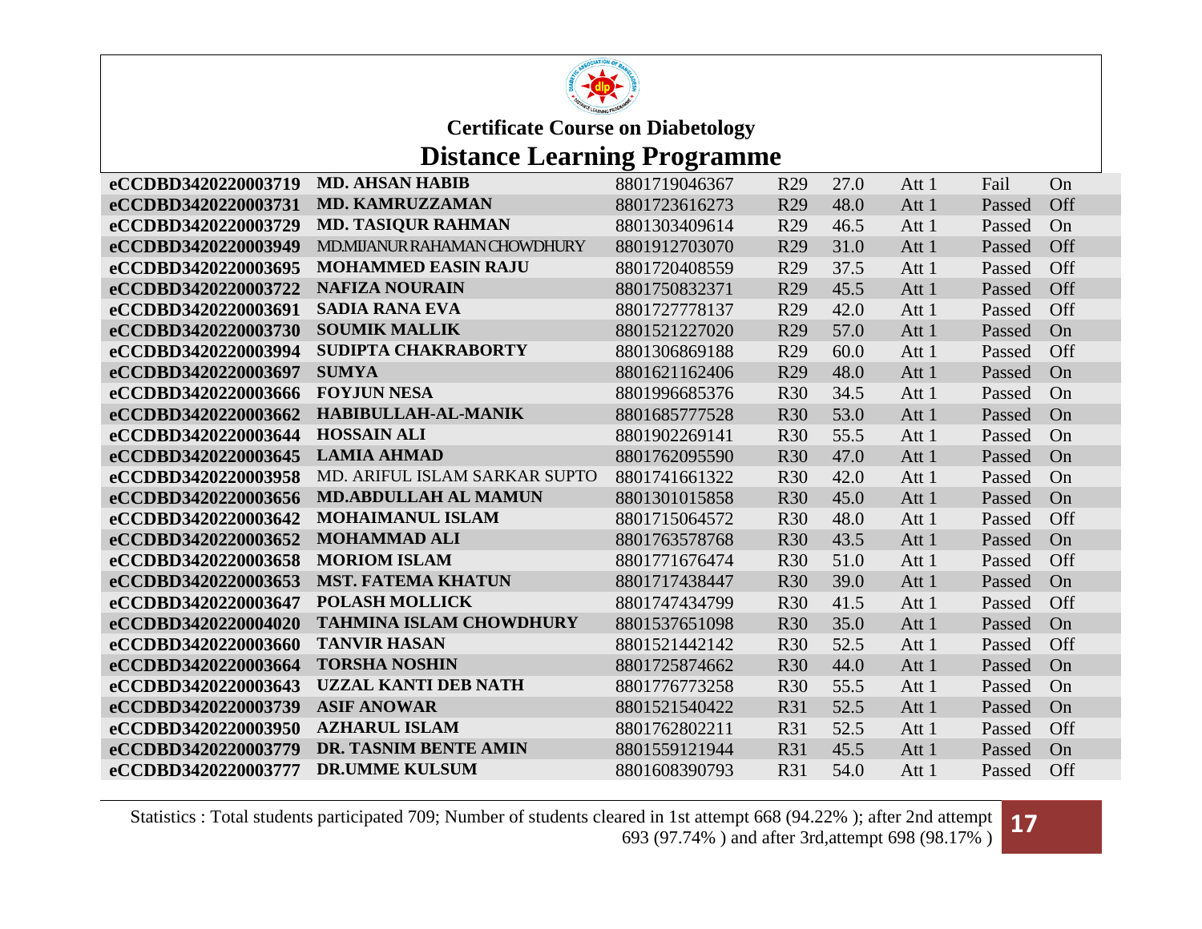## Certificate Course on Diabetology

# Distance Learning Programme

| | | | | | | | |
|---|---|---|---|---|---|---|---|
| **eCCDBD3420220003719** | **MD. AHSAN HABIB** | 8801719046367 | R29 | 27.0 | Att 1 | Fail | On |
| **eCCDBD3420220003731** | **MD. KAMRUZZAMAN** | 8801723616273 | R29 | 48.0 | Att 1 | Passed | Off |
| **eCCDBD3420220003729** | **MD. TASIQUR RAHMAN** | 8801303409614 | R29 | 46.5 | Att 1 | Passed | On |
| **eCCDBD3420220003949** | MD.MIJANUR RAHAMAN CHOWDHURY | 8801912703070 | R29 | 31.0 | Att 1 | Passed | Off |
| **eCCDBD3420220003695** | **MOHAMMED EASIN RAJU** | 8801720408559 | R29 | 37.5 | Att 1 | Passed | Off |
| **eCCDBD3420220003722** | **NAFIZA NOURAIN** | 8801750832371 | R29 | 45.5 | Att 1 | Passed | Off |
| **eCCDBD3420220003691** | **SADIA RANA EVA** | 8801727778137 | R29 | 42.0 | Att 1 | Passed | Off |
| **eCCDBD3420220003730** | **SOUMIK MALLIK** | 8801521227020 | R29 | 57.0 | Att 1 | Passed | On |
| **eCCDBD3420220003994** | **SUDIPTA CHAKRABORTY** | 8801306869188 | R29 | 60.0 | Att 1 | Passed | Off |
| **eCCDBD3420220003697** | **SUMYA** | 8801621162406 | R29 | 48.0 | Att 1 | Passed | On |
| **eCCDBD3420220003666** | **FOYJUN NESA** | 8801996685376 | R30 | 34.5 | Att 1 | Passed | On |
| **eCCDBD3420220003662** | **HABIBULLAH-AL-MANIK** | 8801685777528 | R30 | 53.0 | Att 1 | Passed | On |
| **eCCDBD3420220003644** | **HOSSAIN ALI** | 8801902269141 | R30 | 55.5 | Att 1 | Passed | On |
| **eCCDBD3420220003645** | **LAMIA AHMAD** | 8801762095590 | R30 | 47.0 | Att 1 | Passed | On |
| **eCCDBD3420220003958** | MD. ARIFUL ISLAM SARKAR SUPTO | 8801741661322 | R30 | 42.0 | Att 1 | Passed | On |
| **eCCDBD3420220003656** | **MD.ABDULLAH AL MAMUN** | 8801301015858 | R30 | 45.0 | Att 1 | Passed | On |
| **eCCDBD3420220003642** | **MOHAIMANUL ISLAM** | 8801715064572 | R30 | 48.0 | Att 1 | Passed | Off |
| **eCCDBD3420220003652** | **MOHAMMAD ALI** | 8801763578768 | R30 | 43.5 | Att 1 | Passed | On |
| **eCCDBD3420220003658** | **MORIOM ISLAM** | 8801771676474 | R30 | 51.0 | Att 1 | Passed | Off |
| **eCCDBD3420220003653** | **MST. FATEMA KHATUN** | 8801717438447 | R30 | 39.0 | Att 1 | Passed | On |
| **eCCDBD3420220003647** | **POLASH MOLLICK** | 8801747434799 | R30 | 41.5 | Att 1 | Passed | Off |
| **eCCDBD3420220004020** | **TAHMINA ISLAM CHOWDHURY** | 8801537651098 | R30 | 35.0 | Att 1 | Passed | On |
| **eCCDBD3420220003660** | **TANVIR HASAN** | 8801521442142 | R30 | 52.5 | Att 1 | Passed | Off |
| **eCCDBD3420220003664** | **TORSHA NOSHIN** | 8801725874662 | R30 | 44.0 | Att 1 | Passed | On |
| **eCCDBD3420220003643** | **UZZAL KANTI DEB NATH** | 8801776773258 | R30 | 55.5 | Att 1 | Passed | On |
| **eCCDBD3420220003739** | **ASIF ANOWAR** | 8801521540422 | R31 | 52.5 | Att 1 | Passed | On |
| **eCCDBD3420220003950** | **AZHARUL ISLAM** | 8801762802211 | R31 | 52.5 | Att 1 | Passed | Off |
| **eCCDBD3420220003779** | **DR. TASNIM BENTE AMIN** | 8801559121944 | R31 | 45.5 | Att 1 | Passed | On |
| **eCCDBD3420220003777** | **DR.UMME KULSUM** | 8801608390793 | R31 | 54.0 | Att 1 | Passed | Off |

Statistics : Total students participated 709; Number of students cleared in 1st attempt 668 (94.22% ); after 2nd attempt 693 (97.74% ) and after 3rd,attempt 698 (98.17% )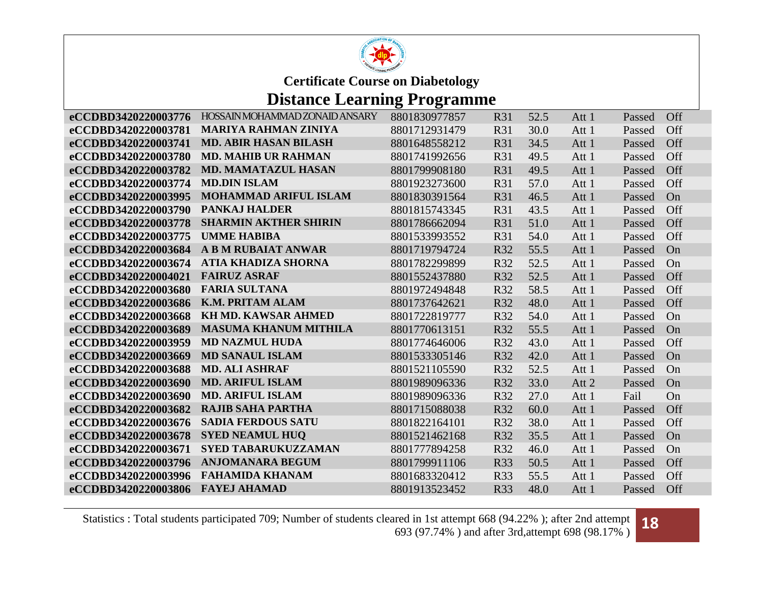# Certificate Course on Diabetology

# Distance Learning Programme

| | | | | | | | |
|---|---|---|---|---|---|---|---|
| eCCDBD3420220003776 | HOSSAIN MOHAMMAD ZONAID ANSARY | 8801830977857 | R31 | 52.5 | Att 1 | Passed | Off |
| eCCDBD3420220003781 | MARIYA RAHMAN ZINIYA | 8801712931479 | R31 | 30.0 | Att 1 | Passed | Off |
| eCCDBD3420220003741 | MD. ABIR HASAN BILASH | 8801648558212 | R31 | 34.5 | Att 1 | Passed | Off |
| eCCDBD3420220003780 | MD. MAHIB UR RAHMAN | 8801741992656 | R31 | 49.5 | Att 1 | Passed | Off |
| eCCDBD3420220003782 | MD. MAMATAZUL HASAN | 8801799908180 | R31 | 49.5 | Att 1 | Passed | Off |
| eCCDBD3420220003774 | MD.DIN ISLAM | 8801923273600 | R31 | 57.0 | Att 1 | Passed | Off |
| eCCDBD3420220003995 | MOHAMMAD ARIFUL ISLAM | 8801830391564 | R31 | 46.5 | Att 1 | Passed | On |
| eCCDBD3420220003790 | PANKAJ HALDER | 8801815743345 | R31 | 43.5 | Att 1 | Passed | Off |
| eCCDBD3420220003778 | SHARMIN AKTHER SHIRIN | 8801786662094 | R31 | 51.0 | Att 1 | Passed | Off |
| eCCDBD3420220003775 | UMME HABIBA | 8801533993552 | R31 | 54.0 | Att 1 | Passed | Off |
| eCCDBD3420220003684 | A B M RUBAIAT ANWAR | 8801719794724 | R32 | 55.5 | Att 1 | Passed | On |
| eCCDBD3420220003674 | ATIA KHADIZA SHORNA | 8801782299899 | R32 | 52.5 | Att 1 | Passed | On |
| eCCDBD3420220004021 | FAIRUZ ASRAF | 8801552437880 | R32 | 52.5 | Att 1 | Passed | Off |
| eCCDBD3420220003680 | FARIA SULTANA | 8801972494848 | R32 | 58.5 | Att 1 | Passed | Off |
| eCCDBD3420220003686 | K.M. PRITAM ALAM | 8801737642621 | R32 | 48.0 | Att 1 | Passed | Off |
| eCCDBD3420220003668 | KH MD. KAWSAR AHMED | 8801722819777 | R32 | 54.0 | Att 1 | Passed | On |
| eCCDBD3420220003689 | MASUMA KHANUM MITHILA | 8801770613151 | R32 | 55.5 | Att 1 | Passed | On |
| eCCDBD3420220003959 | MD NAZMUL HUDA | 8801774646006 | R32 | 43.0 | Att 1 | Passed | Off |
| eCCDBD3420220003669 | MD SANAUL ISLAM | 8801533305146 | R32 | 42.0 | Att 1 | Passed | On |
| eCCDBD3420220003688 | MD. ALI ASHRAF | 8801521105590 | R32 | 52.5 | Att 1 | Passed | On |
| eCCDBD3420220003690 | MD. ARIFUL ISLAM | 8801989096336 | R32 | 33.0 | Att 2 | Passed | On |
| eCCDBD3420220003690 | MD. ARIFUL ISLAM | 8801989096336 | R32 | 27.0 | Att 1 | Fail | On |
| eCCDBD3420220003682 | RAJIB SAHA PARTHA | 8801715088038 | R32 | 60.0 | Att 1 | Passed | Off |
| eCCDBD3420220003676 | SADIA FERDOUS SATU | 8801822164101 | R32 | 38.0 | Att 1 | Passed | Off |
| eCCDBD3420220003678 | SYED NEAMUL HUQ | 8801521462168 | R32 | 35.5 | Att 1 | Passed | On |
| eCCDBD3420220003671 | SYED TABARUKUZZAMAN | 8801777894258 | R32 | 46.0 | Att 1 | Passed | On |
| eCCDBD3420220003796 | ANJOMANARA BEGUM | 8801799911106 | R33 | 50.5 | Att 1 | Passed | Off |
| eCCDBD3420220003996 | FAHAMIDA KHANAM | 8801683320412 | R33 | 55.5 | Att 1 | Passed | Off |
| eCCDBD3420220003806 | FAYEJ AHAMAD | 8801913523452 | R33 | 48.0 | Att 1 | Passed | Off |

Statistics : Total students participated 709; Number of students cleared in 1st attempt 668 (94.22% ); after 2nd attempt 693 (97.74% ) and after 3rd,attempt 698 (98.17% )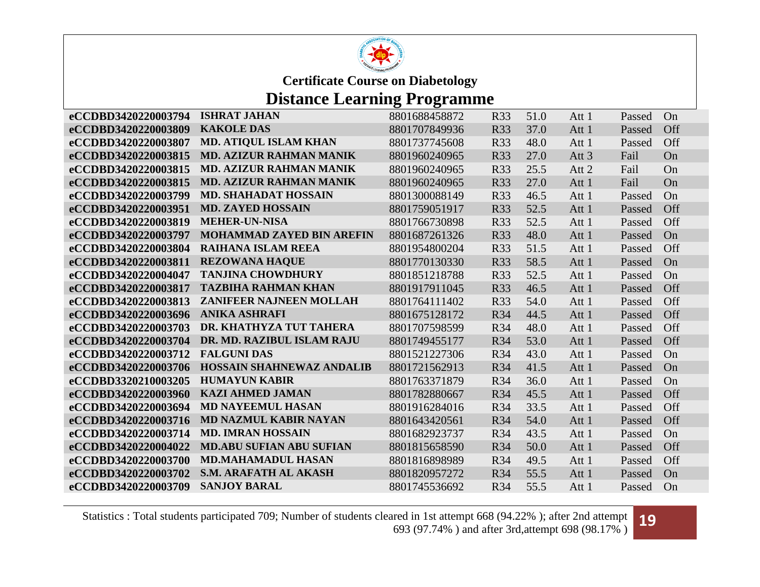**Certificate Course on Diabetology**

## Distance Learning Programme

| | | | | | | | |
|---|---|---|---|---|---|---|---|
| **eCCDBD3420220003794** | **ISHRAT JAHAN** | 8801688458872 | R33 | 51.0 | Att 1 | Passed | On |
| **eCCDBD3420220003809** | **KAKOLE DAS** | 8801707849936 | R33 | 37.0 | Att 1 | Passed | Off |
| **eCCDBD3420220003807** | **MD. ATIQUL ISLAM KHAN** | 8801737745608 | R33 | 48.0 | Att 1 | Passed | Off |
| **eCCDBD3420220003815** | **MD. AZIZUR RAHMAN MANIK** | 8801960240965 | R33 | 27.0 | Att 3 | Fail | On |
| **eCCDBD3420220003815** | **MD. AZIZUR RAHMAN MANIK** | 8801960240965 | R33 | 25.5 | Att 2 | Fail | On |
| **eCCDBD3420220003815** | **MD. AZIZUR RAHMAN MANIK** | 8801960240965 | R33 | 27.0 | Att 1 | Fail | On |
| **eCCDBD3420220003799** | **MD. SHAHADAT HOSSAIN** | 8801300088149 | R33 | 46.5 | Att 1 | Passed | On |
| **eCCDBD3420220003951** | **MD. ZAYED HOSSAIN** | 8801759051917 | R33 | 52.5 | Att 1 | Passed | Off |
| **eCCDBD3420220003819** | **MEHER-UN-NISA** | 8801766730898 | R33 | 52.5 | Att 1 | Passed | Off |
| **eCCDBD3420220003797** | **MOHAMMAD ZAYED BIN AREFIN** | 8801687261326 | R33 | 48.0 | Att 1 | Passed | On |
| **eCCDBD3420220003804** | **RAIHANA ISLAM REEA** | 8801954800204 | R33 | 51.5 | Att 1 | Passed | Off |
| **eCCDBD3420220003811** | **REZOWANA HAQUE** | 8801770130330 | R33 | 58.5 | Att 1 | Passed | On |
| **eCCDBD3420220004047** | **TANJINA CHOWDHURY** | 8801851218788 | R33 | 52.5 | Att 1 | Passed | On |
| **eCCDBD3420220003817** | **TAZBIHA RAHMAN KHAN** | 8801917911045 | R33 | 46.5 | Att 1 | Passed | Off |
| **eCCDBD3420220003813** | **ZANIFEER NAJNEEN MOLLAH** | 8801764111402 | R33 | 54.0 | Att 1 | Passed | Off |
| **eCCDBD3420220003696** | **ANIKA ASHRAFI** | 8801675128172 | R34 | 44.5 | Att 1 | Passed | Off |
| **eCCDBD3420220003703** | **DR. KHATHYZA TUT TAHERA** | 8801707598599 | R34 | 48.0 | Att 1 | Passed | Off |
| **eCCDBD3420220003704** | **DR. MD. RAZIBUL ISLAM RAJU** | 8801749455177 | R34 | 53.0 | Att 1 | Passed | Off |
| **eCCDBD3420220003712** | **FALGUNI DAS** | 8801521227306 | R34 | 43.0 | Att 1 | Passed | On |
| **eCCDBD3420220003706** | **HOSSAIN SHAHNEWAZ ANDALIB** | 8801721562913 | R34 | 41.5 | Att 1 | Passed | On |
| **eCCDBD3320210003205** | **HUMAYUN KABIR** | 8801763371879 | R34 | 36.0 | Att 1 | Passed | On |
| **eCCDBD3420220003960** | **KAZI AHMED JAMAN** | 8801782880667 | R34 | 45.5 | Att 1 | Passed | Off |
| **eCCDBD3420220003694** | **MD NAYEEMUL HASAN** | 8801916284016 | R34 | 33.5 | Att 1 | Passed | Off |
| **eCCDBD3420220003716** | **MD NAZMUL KABIR NAYAN** | 8801643420561 | R34 | 54.0 | Att 1 | Passed | Off |
| **eCCDBD3420220003714** | **MD. IMRAN HOSSAIN** | 8801682923737 | R34 | 43.5 | Att 1 | Passed | On |
| **eCCDBD3420220004022** | **MD.ABU SUFIAN ABU SUFIAN** | 8801815658590 | R34 | 50.0 | Att 1 | Passed | Off |
| **eCCDBD3420220003700** | **MD.MAHAMADUL HASAN** | 8801816898989 | R34 | 49.5 | Att 1 | Passed | Off |
| **eCCDBD3420220003702** | **S.M. ARAFATH AL AKASH** | 8801820957272 | R34 | 55.5 | Att 1 | Passed | On |
| **eCCDBD3420220003709** | **SANJOY BARAL** | 8801745536692 | R34 | 55.5 | Att 1 | Passed | On |

Statistics : Total students participated 709; Number of students cleared in 1st attempt 668 (94.22% ); after 2nd attempt 693 (97.74% ) and after 3rd,attempt 698 (98.17% )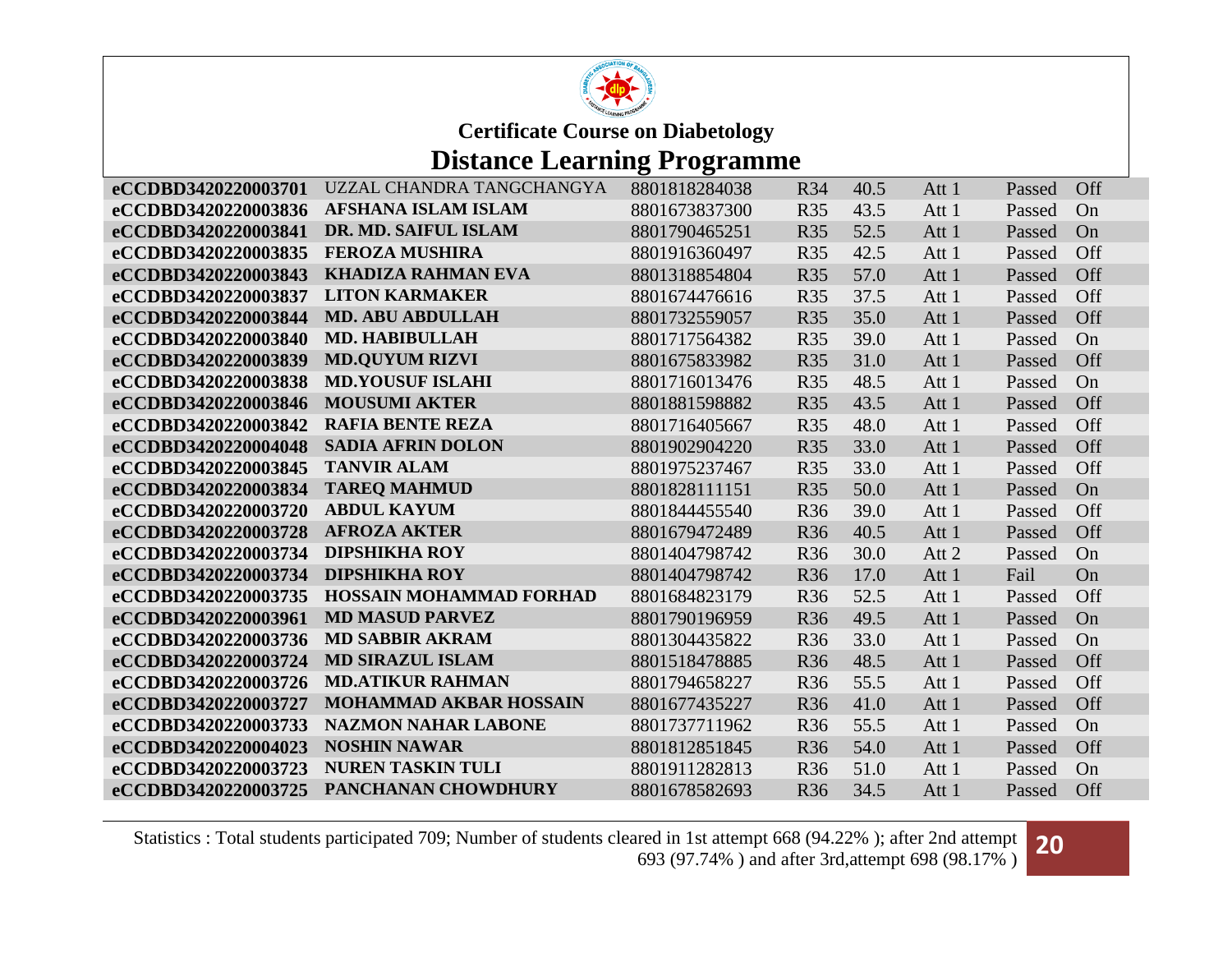**Certificate Course on Diabetology**

# Distance Learning Programme

| | | | | | | | |
|---|---|---|---|---|---|---|---|
| eCCDBD3420220003701 | UZZAL CHANDRA TANGCHANGYA | 8801818284038 | R34 | 40.5 | Att 1 | Passed | Off |
| eCCDBD3420220003836 | AFSHANA ISLAM ISLAM | 8801673837300 | R35 | 43.5 | Att 1 | Passed | On |
| eCCDBD3420220003841 | DR. MD. SAIFUL ISLAM | 8801790465251 | R35 | 52.5 | Att 1 | Passed | On |
| eCCDBD3420220003835 | FEROZA MUSHIRA | 8801916360497 | R35 | 42.5 | Att 1 | Passed | Off |
| eCCDBD3420220003843 | KHADIZA RAHMAN EVA | 8801318854804 | R35 | 57.0 | Att 1 | Passed | Off |
| eCCDBD3420220003837 | LITON KARMAKER | 8801674476616 | R35 | 37.5 | Att 1 | Passed | Off |
| eCCDBD3420220003844 | MD. ABU ABDULLAH | 8801732559057 | R35 | 35.0 | Att 1 | Passed | Off |
| eCCDBD3420220003840 | MD. HABIBULLAH | 8801717564382 | R35 | 39.0 | Att 1 | Passed | On |
| eCCDBD3420220003839 | MD.QUYUM RIZVI | 8801675833982 | R35 | 31.0 | Att 1 | Passed | Off |
| eCCDBD3420220003838 | MD.YOUSUF ISLAHI | 8801716013476 | R35 | 48.5 | Att 1 | Passed | On |
| eCCDBD3420220003846 | MOUSUMI AKTER | 8801881598882 | R35 | 43.5 | Att 1 | Passed | Off |
| eCCDBD3420220003842 | RAFIA BENTE REZA | 8801716405667 | R35 | 48.0 | Att 1 | Passed | Off |
| eCCDBD3420220004048 | SADIA AFRIN DOLON | 8801902904220 | R35 | 33.0 | Att 1 | Passed | Off |
| eCCDBD3420220003845 | TANVIR ALAM | 8801975237467 | R35 | 33.0 | Att 1 | Passed | Off |
| eCCDBD3420220003834 | TAREQ MAHMUD | 8801828111151 | R35 | 50.0 | Att 1 | Passed | On |
| eCCDBD3420220003720 | ABDUL KAYUM | 8801844455540 | R36 | 39.0 | Att 1 | Passed | Off |
| eCCDBD3420220003728 | AFROZA AKTER | 8801679472489 | R36 | 40.5 | Att 1 | Passed | Off |
| eCCDBD3420220003734 | DIPSHIKHA ROY | 8801404798742 | R36 | 30.0 | Att 2 | Passed | On |
| eCCDBD3420220003734 | DIPSHIKHA ROY | 8801404798742 | R36 | 17.0 | Att 1 | Fail | On |
| eCCDBD3420220003735 | HOSSAIN MOHAMMAD FORHAD | 8801684823179 | R36 | 52.5 | Att 1 | Passed | Off |
| eCCDBD3420220003961 | MD MASUD PARVEZ | 8801790196959 | R36 | 49.5 | Att 1 | Passed | On |
| eCCDBD3420220003736 | MD SABBIR AKRAM | 8801304435822 | R36 | 33.0 | Att 1 | Passed | On |
| eCCDBD3420220003724 | MD SIRAZUL ISLAM | 8801518478885 | R36 | 48.5 | Att 1 | Passed | Off |
| eCCDBD3420220003726 | MD.ATIKUR RAHMAN | 8801794658227 | R36 | 55.5 | Att 1 | Passed | Off |
| eCCDBD3420220003727 | MOHAMMAD AKBAR HOSSAIN | 8801677435227 | R36 | 41.0 | Att 1 | Passed | Off |
| eCCDBD3420220003733 | NAZMON NAHAR LABONE | 8801737711962 | R36 | 55.5 | Att 1 | Passed | On |
| eCCDBD3420220004023 | NOSHIN NAWAR | 8801812851845 | R36 | 54.0 | Att 1 | Passed | Off |
| eCCDBD3420220003723 | NUREN TASKIN TULI | 8801911282813 | R36 | 51.0 | Att 1 | Passed | On |
| eCCDBD3420220003725 | PANCHANAN CHOWDHURY | 8801678582693 | R36 | 34.5 | Att 1 | Passed | Off |

Statistics : Total students participated 709; Number of students cleared in 1st attempt 668 (94.22% ); after 2nd attempt 693 (97.74% ) and after 3rd,attempt 698 (98.17% )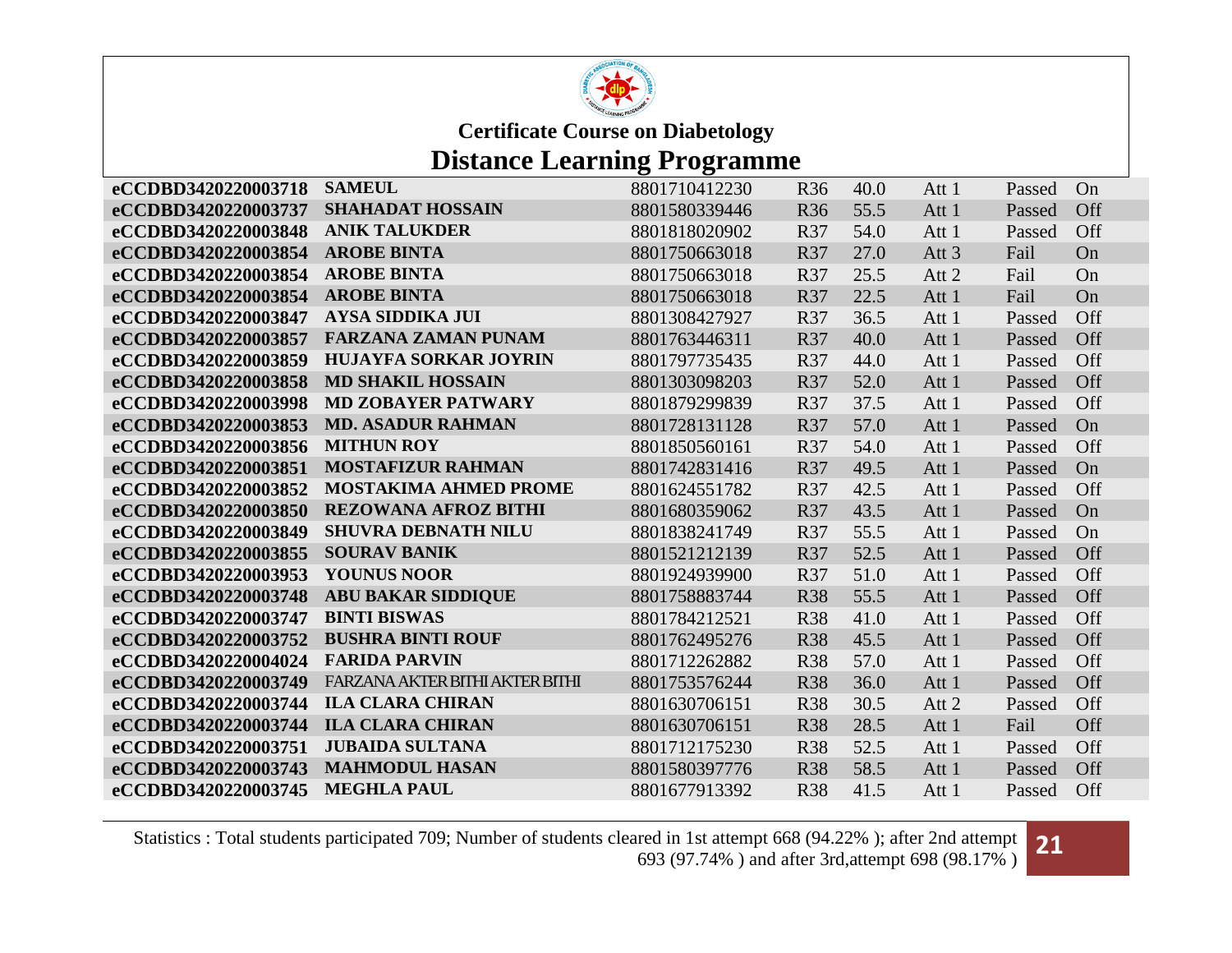**Certificate Course on Diabetology**

# Distance Learning Programme

| | | | | | | | |
|---|---|---|---|---|---|---|---|
| eCCDBD3420220003718 | SAMEUL | 8801710412230 | R36 | 40.0 | Att 1 | Passed | On |
| eCCDBD3420220003737 | SHAHADAT HOSSAIN | 8801580339446 | R36 | 55.5 | Att 1 | Passed | Off |
| eCCDBD3420220003848 | ANIK TALUKDER | 8801818020902 | R37 | 54.0 | Att 1 | Passed | Off |
| eCCDBD3420220003854 | AROBE BINTA | 8801750663018 | R37 | 27.0 | Att 3 | Fail | On |
| eCCDBD3420220003854 | AROBE BINTA | 8801750663018 | R37 | 25.5 | Att 2 | Fail | On |
| eCCDBD3420220003854 | AROBE BINTA | 8801750663018 | R37 | 22.5 | Att 1 | Fail | On |
| eCCDBD3420220003847 | AYSA SIDDIKA JUI | 8801308427927 | R37 | 36.5 | Att 1 | Passed | Off |
| eCCDBD3420220003857 | FARZANA ZAMAN PUNAM | 8801763446311 | R37 | 40.0 | Att 1 | Passed | Off |
| eCCDBD3420220003859 | HUJAYFA SORKAR JOYRIN | 8801797735435 | R37 | 44.0 | Att 1 | Passed | Off |
| eCCDBD3420220003858 | MD SHAKIL HOSSAIN | 8801303098203 | R37 | 52.0 | Att 1 | Passed | Off |
| eCCDBD3420220003998 | MD ZOBAYER PATWARY | 8801879299839 | R37 | 37.5 | Att 1 | Passed | Off |
| eCCDBD3420220003853 | MD. ASADUR RAHMAN | 8801728131128 | R37 | 57.0 | Att 1 | Passed | On |
| eCCDBD3420220003856 | MITHUN ROY | 8801850560161 | R37 | 54.0 | Att 1 | Passed | Off |
| eCCDBD3420220003851 | MOSTAFIZUR RAHMAN | 8801742831416 | R37 | 49.5 | Att 1 | Passed | On |
| eCCDBD3420220003852 | MOSTAKIMA AHMED PROME | 8801624551782 | R37 | 42.5 | Att 1 | Passed | Off |
| eCCDBD3420220003850 | REZOWANA AFROZ BITHI | 8801680359062 | R37 | 43.5 | Att 1 | Passed | On |
| eCCDBD3420220003849 | SHUVRA DEBNATH NILU | 8801838241749 | R37 | 55.5 | Att 1 | Passed | On |
| eCCDBD3420220003855 | SOURAV BANIK | 8801521212139 | R37 | 52.5 | Att 1 | Passed | Off |
| eCCDBD3420220003953 | YOUNUS NOOR | 8801924939900 | R37 | 51.0 | Att 1 | Passed | Off |
| eCCDBD3420220003748 | ABU BAKAR SIDDIQUE | 8801758883744 | R38 | 55.5 | Att 1 | Passed | Off |
| eCCDBD3420220003747 | BINTI BISWAS | 8801784212521 | R38 | 41.0 | Att 1 | Passed | Off |
| eCCDBD3420220003752 | BUSHRA BINTI ROUF | 8801762495276 | R38 | 45.5 | Att 1 | Passed | Off |
| eCCDBD3420220004024 | FARIDA PARVIN | 8801712262882 | R38 | 57.0 | Att 1 | Passed | Off |
| eCCDBD3420220003749 | FARZANA AKTER BITHI AKTER BITHI | 8801753576244 | R38 | 36.0 | Att 1 | Passed | Off |
| eCCDBD3420220003744 | ILA CLARA CHIRAN | 8801630706151 | R38 | 30.5 | Att 2 | Passed | Off |
| eCCDBD3420220003744 | ILA CLARA CHIRAN | 8801630706151 | R38 | 28.5 | Att 1 | Fail | Off |
| eCCDBD3420220003751 | JUBAIDA SULTANA | 8801712175230 | R38 | 52.5 | Att 1 | Passed | Off |
| eCCDBD3420220003743 | MAHMODUL HASAN | 8801580397776 | R38 | 58.5 | Att 1 | Passed | Off |
| eCCDBD3420220003745 | MEGHLA PAUL | 8801677913392 | R38 | 41.5 | Att 1 | Passed | Off |

Statistics : Total students participated 709; Number of students cleared in 1st attempt 668 (94.22% ); after 2nd attempt 693 (97.74% ) and after 3rd,attempt 698 (98.17% )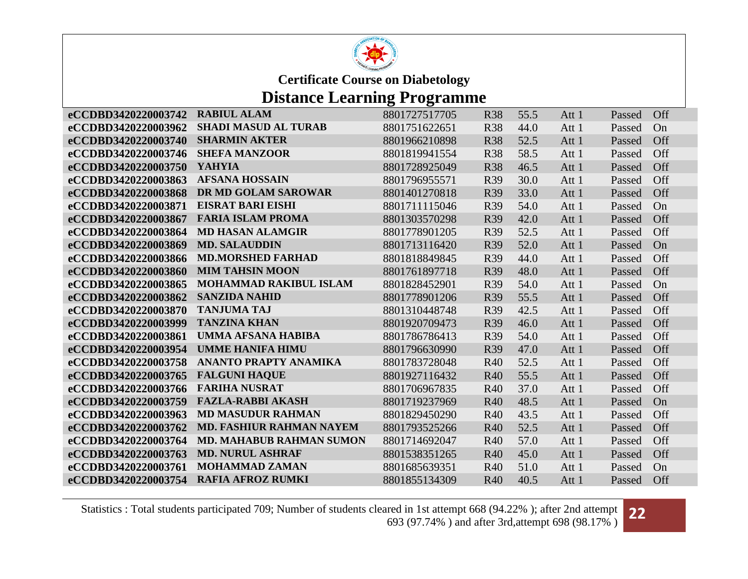## Certificate Course on Diabetology

# Distance Learning Programme

| | | | | | | | |
|---|---|---|---|---|---|---|---|
| **eCCDBD3420220003742** | **RABIUL ALAM** | 8801727517705 | R38 | 55.5 | Att 1 | Passed | Off |
| **eCCDBD3420220003962** | **SHADI MASUD AL TURAB** | 8801751622651 | R38 | 44.0 | Att 1 | Passed | On |
| **eCCDBD3420220003740** | **SHARMIN AKTER** | 8801966210898 | R38 | 52.5 | Att 1 | Passed | Off |
| **eCCDBD3420220003746** | **SHEFA MANZOOR** | 8801819941554 | R38 | 58.5 | Att 1 | Passed | Off |
| **eCCDBD3420220003750** | **YAHYIA** | 8801728925049 | R38 | 46.5 | Att 1 | Passed | Off |
| **eCCDBD3420220003863** | **AFSANA HOSSAIN** | 8801796955571 | R39 | 30.0 | Att 1 | Passed | Off |
| **eCCDBD3420220003868** | **DR MD GOLAM SAROWAR** | 8801401270818 | R39 | 33.0 | Att 1 | Passed | Off |
| **eCCDBD3420220003871** | **EISRAT BARI EISHI** | 8801711115046 | R39 | 54.0 | Att 1 | Passed | On |
| **eCCDBD3420220003867** | **FARIA ISLAM PROMA** | 8801303570298 | R39 | 42.0 | Att 1 | Passed | Off |
| **eCCDBD3420220003864** | **MD HASAN ALAMGIR** | 8801778901205 | R39 | 52.5 | Att 1 | Passed | Off |
| **eCCDBD3420220003869** | **MD. SALAUDDIN** | 8801713116420 | R39 | 52.0 | Att 1 | Passed | On |
| **eCCDBD3420220003866** | **MD.MORSHED FARHAD** | 8801818849845 | R39 | 44.0 | Att 1 | Passed | Off |
| **eCCDBD3420220003860** | **MIM TAHSIN MOON** | 8801761897718 | R39 | 48.0 | Att 1 | Passed | Off |
| **eCCDBD3420220003865** | **MOHAMMAD RAKIBUL ISLAM** | 8801828452901 | R39 | 54.0 | Att 1 | Passed | On |
| **eCCDBD3420220003862** | **SANZIDA NAHID** | 8801778901206 | R39 | 55.5 | Att 1 | Passed | Off |
| **eCCDBD3420220003870** | **TANJUMA TAJ** | 8801310448748 | R39 | 42.5 | Att 1 | Passed | Off |
| **eCCDBD3420220003999** | **TANZINA KHAN** | 8801920709473 | R39 | 46.0 | Att 1 | Passed | Off |
| **eCCDBD3420220003861** | **UMMA AFSANA HABIBA** | 8801786786413 | R39 | 54.0 | Att 1 | Passed | Off |
| **eCCDBD3420220003954** | **UMME HANIFA HIMU** | 8801796630990 | R39 | 47.0 | Att 1 | Passed | Off |
| **eCCDBD3420220003758** | **ANANTO PRAPTY ANAMIKA** | 8801783728048 | R40 | 52.5 | Att 1 | Passed | Off |
| **eCCDBD3420220003765** | **FALGUNI HAQUE** | 8801927116432 | R40 | 55.5 | Att 1 | Passed | Off |
| **eCCDBD3420220003766** | **FARIHA NUSRAT** | 8801706967835 | R40 | 37.0 | Att 1 | Passed | Off |
| **eCCDBD3420220003759** | **FAZLA-RABBI AKASH** | 8801719237969 | R40 | 48.5 | Att 1 | Passed | On |
| **eCCDBD3420220003963** | **MD MASUDUR RAHMAN** | 8801829450290 | R40 | 43.5 | Att 1 | Passed | Off |
| **eCCDBD3420220003762** | **MD. FASHIUR RAHMAN NAYEM** | 8801793525266 | R40 | 52.5 | Att 1 | Passed | Off |
| **eCCDBD3420220003764** | **MD. MAHABUB RAHMAN SUMON** | 8801714692047 | R40 | 57.0 | Att 1 | Passed | Off |
| **eCCDBD3420220003763** | **MD. NURUL ASHRAF** | 8801538351265 | R40 | 45.0 | Att 1 | Passed | Off |
| **eCCDBD3420220003761** | **MOHAMMAD ZAMAN** | 8801685639351 | R40 | 51.0 | Att 1 | Passed | On |
| **eCCDBD3420220003754** | **RAFIA AFROZ RUMKI** | 8801855134309 | R40 | 40.5 | Att 1 | Passed | Off |

Statistics : Total students participated 709; Number of students cleared in 1st attempt 668 (94.22% ); after 2nd attempt 693 (97.74% ) and after 3rd,attempt 698 (98.17% )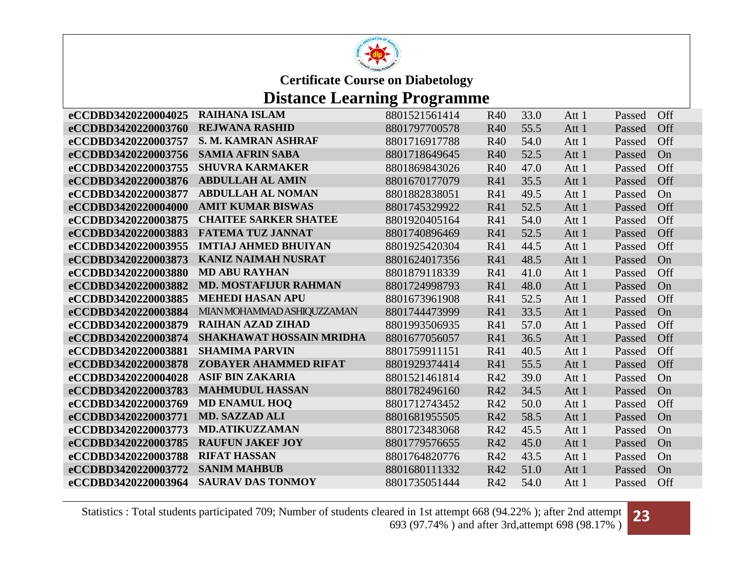## Certificate Course on Diabetology

# Distance Learning Programme

| | | | | | | | |
|---|---|---|---|---|---|---|---|
| **eCCDBD3420220004025** | **RAIHANA ISLAM** | 8801521561414 | R40 | 33.0 | Att 1 | Passed | Off |
| **eCCDBD3420220003760** | **REJWANA RASHID** | 8801797700578 | R40 | 55.5 | Att 1 | Passed | Off |
| **eCCDBD3420220003757** | **S. M. KAMRAN ASHRAF** | 8801716917788 | R40 | 54.0 | Att 1 | Passed | Off |
| **eCCDBD3420220003756** | **SAMIA AFRIN SABA** | 8801718649645 | R40 | 52.5 | Att 1 | Passed | On |
| **eCCDBD3420220003755** | **SHUVRA KARMAKER** | 8801869843026 | R40 | 47.0 | Att 1 | Passed | Off |
| **eCCDBD3420220003876** | **ABDULLAH AL AMIN** | 8801670177079 | R41 | 35.5 | Att 1 | Passed | Off |
| **eCCDBD3420220003877** | **ABDULLAH AL NOMAN** | 8801882838051 | R41 | 49.5 | Att 1 | Passed | On |
| **eCCDBD3420220004000** | **AMIT KUMAR BISWAS** | 8801745329922 | R41 | 52.5 | Att 1 | Passed | Off |
| **eCCDBD3420220003875** | **CHAITEE SARKER SHATEE** | 8801920405164 | R41 | 54.0 | Att 1 | Passed | Off |
| **eCCDBD3420220003883** | **FATEMA TUZ JANNAT** | 8801740896469 | R41 | 52.5 | Att 1 | Passed | Off |
| **eCCDBD3420220003955** | **IMTIAJ AHMED BHUIYAN** | 8801925420304 | R41 | 44.5 | Att 1 | Passed | Off |
| **eCCDBD3420220003873** | **KANIZ NAIMAH NUSRAT** | 8801624017356 | R41 | 48.5 | Att 1 | Passed | On |
| **eCCDBD3420220003880** | **MD ABU RAYHAN** | 8801879118339 | R41 | 41.0 | Att 1 | Passed | Off |
| **eCCDBD3420220003882** | **MD. MOSTAFIJUR RAHMAN** | 8801724998793 | R41 | 48.0 | Att 1 | Passed | On |
| **eCCDBD3420220003885** | **MEHEDI HASAN APU** | 8801673961908 | R41 | 52.5 | Att 1 | Passed | Off |
| **eCCDBD3420220003884** | MIAN MOHAMMAD ASHIQUZZAMAN | 8801744473999 | R41 | 33.5 | Att 1 | Passed | On |
| **eCCDBD3420220003879** | **RAIHAN AZAD ZIHAD** | 8801993506935 | R41 | 57.0 | Att 1 | Passed | Off |
| **eCCDBD3420220003874** | **SHAKHAWAT HOSSAIN MRIDHA** | 8801677056057 | R41 | 36.5 | Att 1 | Passed | Off |
| **eCCDBD3420220003881** | **SHAMIMA PARVIN** | 8801759911151 | R41 | 40.5 | Att 1 | Passed | Off |
| **eCCDBD3420220003878** | **ZOBAYER AHAMMED RIFAT** | 8801929374414 | R41 | 55.5 | Att 1 | Passed | Off |
| **eCCDBD3420220004028** | **ASIF BIN ZAKARIA** | 8801521461814 | R42 | 39.0 | Att 1 | Passed | On |
| **eCCDBD3420220003783** | **MAHMUDUL HASSAN** | 8801782496160 | R42 | 34.5 | Att 1 | Passed | On |
| **eCCDBD3420220003769** | **MD ENAMUL HOQ** | 8801712743452 | R42 | 50.0 | Att 1 | Passed | Off |
| **eCCDBD3420220003771** | **MD. SAZZAD ALI** | 8801681955505 | R42 | 58.5 | Att 1 | Passed | On |
| **eCCDBD3420220003773** | **MD.ATIKUZZAMAN** | 8801723483068 | R42 | 45.5 | Att 1 | Passed | On |
| **eCCDBD3420220003785** | **RAUFUN JAKEF JOY** | 8801779576655 | R42 | 45.0 | Att 1 | Passed | On |
| **eCCDBD3420220003788** | **RIFAT HASSAN** | 8801764820776 | R42 | 43.5 | Att 1 | Passed | On |
| **eCCDBD3420220003772** | **SANIM MAHBUB** | 8801680111332 | R42 | 51.0 | Att 1 | Passed | On |
| **eCCDBD3420220003964** | **SAURAV DAS TONMOY** | 8801735051444 | R42 | 54.0 | Att 1 | Passed | Off |

Statistics : Total students participated 709; Number of students cleared in 1st attempt 668 (94.22% ); after 2nd attempt 693 (97.74% ) and after 3rd,attempt 698 (98.17% )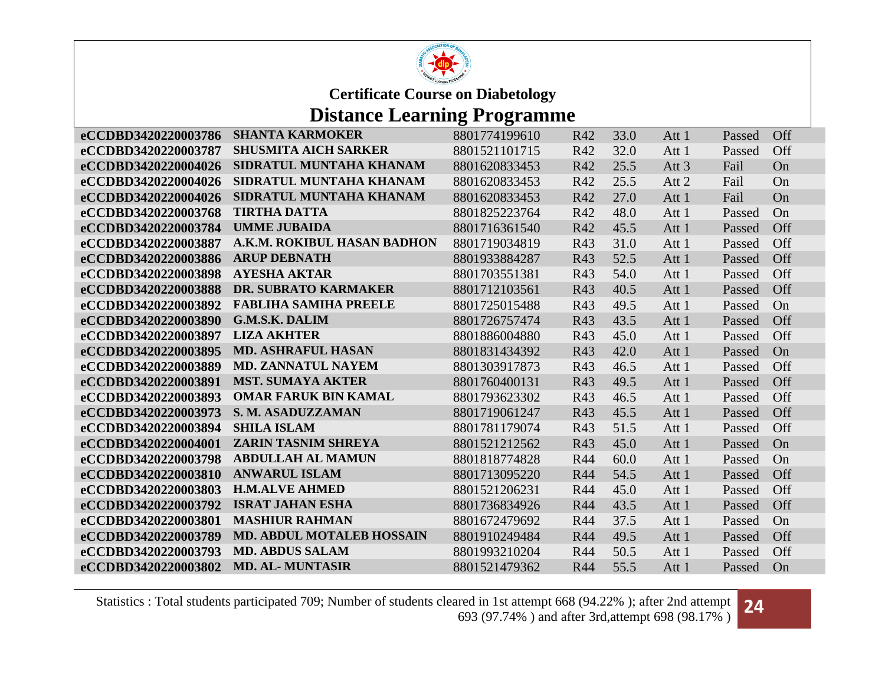### Certificate Course on Diabetology

## Distance Learning Programme

| | | | | | | | |
|---|---|---|---|---|---|---|---|
| **eCCDBD3420220003786** | **SHANTA KARMOKER** | 8801774199610 | R42 | 33.0 | Att 1 | Passed | Off |
| **eCCDBD3420220003787** | **SHUSMITA AICH SARKER** | 8801521101715 | R42 | 32.0 | Att 1 | Passed | Off |
| **eCCDBD3420220004026** | **SIDRATUL MUNTAHA KHANAM** | 8801620833453 | R42 | 25.5 | Att 3 | Fail | On |
| **eCCDBD3420220004026** | **SIDRATUL MUNTAHA KHANAM** | 8801620833453 | R42 | 25.5 | Att 2 | Fail | On |
| **eCCDBD3420220004026** | **SIDRATUL MUNTAHA KHANAM** | 8801620833453 | R42 | 27.0 | Att 1 | Fail | On |
| **eCCDBD3420220003768** | **TIRTHA DATTA** | 8801825223764 | R42 | 48.0 | Att 1 | Passed | On |
| **eCCDBD3420220003784** | **UMME JUBAIDA** | 8801716361540 | R42 | 45.5 | Att 1 | Passed | Off |
| **eCCDBD3420220003887** | **A.K.M. ROKIBUL HASAN BADHON** | 8801719034819 | R43 | 31.0 | Att 1 | Passed | Off |
| **eCCDBD3420220003886** | **ARUP DEBNATH** | 8801933884287 | R43 | 52.5 | Att 1 | Passed | Off |
| **eCCDBD3420220003898** | **AYESHA AKTAR** | 8801703551381 | R43 | 54.0 | Att 1 | Passed | Off |
| **eCCDBD3420220003888** | **DR. SUBRATO KARMAKER** | 8801712103561 | R43 | 40.5 | Att 1 | Passed | Off |
| **eCCDBD3420220003892** | **FABLIHA SAMIHA PREELE** | 8801725015488 | R43 | 49.5 | Att 1 | Passed | On |
| **eCCDBD3420220003890** | **G.M.S.K. DALIM** | 8801726757474 | R43 | 43.5 | Att 1 | Passed | Off |
| **eCCDBD3420220003897** | **LIZA AKHTER** | 8801886004880 | R43 | 45.0 | Att 1 | Passed | Off |
| **eCCDBD3420220003895** | **MD. ASHRAFUL HASAN** | 8801831434392 | R43 | 42.0 | Att 1 | Passed | On |
| **eCCDBD3420220003889** | **MD. ZANNATUL NAYEM** | 8801303917873 | R43 | 46.5 | Att 1 | Passed | Off |
| **eCCDBD3420220003891** | **MST. SUMAYA AKTER** | 8801760400131 | R43 | 49.5 | Att 1 | Passed | Off |
| **eCCDBD3420220003893** | **OMAR FARUK BIN KAMAL** | 8801793623302 | R43 | 46.5 | Att 1 | Passed | Off |
| **eCCDBD3420220003973** | **S. M. ASADUZZAMAN** | 8801719061247 | R43 | 45.5 | Att 1 | Passed | Off |
| **eCCDBD3420220003894** | **SHILA ISLAM** | 8801781179074 | R43 | 51.5 | Att 1 | Passed | Off |
| **eCCDBD3420220004001** | **ZARIN TASNIM SHREYA** | 8801521212562 | R43 | 45.0 | Att 1 | Passed | On |
| **eCCDBD3420220003798** | **ABDULLAH AL MAMUN** | 8801818774828 | R44 | 60.0 | Att 1 | Passed | On |
| **eCCDBD3420220003810** | **ANWARUL ISLAM** | 8801713095220 | R44 | 54.5 | Att 1 | Passed | Off |
| **eCCDBD3420220003803** | **H.M.ALVE AHMED** | 8801521206231 | R44 | 45.0 | Att 1 | Passed | Off |
| **eCCDBD3420220003792** | **ISRAT JAHAN ESHA** | 8801736834926 | R44 | 43.5 | Att 1 | Passed | Off |
| **eCCDBD3420220003801** | **MASHIUR RAHMAN** | 8801672479692 | R44 | 37.5 | Att 1 | Passed | On |
| **eCCDBD3420220003789** | **MD. ABDUL MOTALEB HOSSAIN** | 8801910249484 | R44 | 49.5 | Att 1 | Passed | Off |
| **eCCDBD3420220003793** | **MD. ABDUS SALAM** | 8801993210204 | R44 | 50.5 | Att 1 | Passed | Off |
| **eCCDBD3420220003802** | **MD. AL- MUNTASIR** | 8801521479362 | R44 | 55.5 | Att 1 | Passed | On |

Statistics : Total students participated 709; Number of students cleared in 1st attempt 668 (94.22% ); after 2nd attempt 693 (97.74% ) and after 3rd,attempt 698 (98.17% )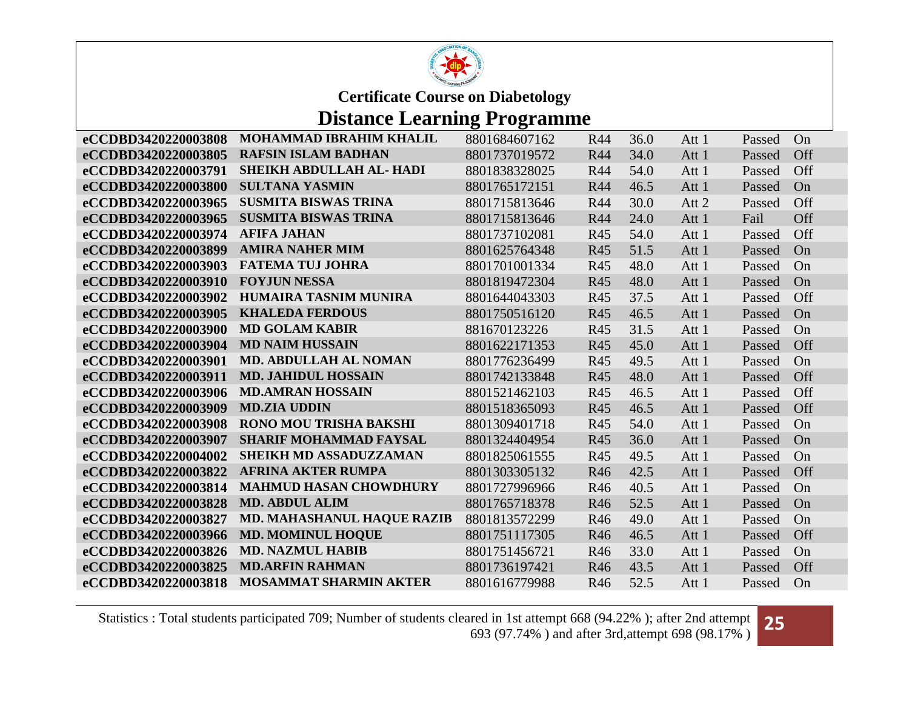**Certificate Course on Diabetology**

# Distance Learning Programme

| | | | | | | | |
|---|---|---|---|---|---|---|---|
| **eCCDBD3420220003808** | **MOHAMMAD IBRAHIM KHALIL** | 8801684607162 | R44 | 36.0 | Att 1 | Passed | On |
| **eCCDBD3420220003805** | **RAFSIN ISLAM BADHAN** | 8801737019572 | R44 | 34.0 | Att 1 | Passed | Off |
| **eCCDBD3420220003791** | **SHEIKH ABDULLAH AL- HADI** | 8801838328025 | R44 | 54.0 | Att 1 | Passed | Off |
| **eCCDBD3420220003800** | **SULTANA YASMIN** | 8801765172151 | R44 | 46.5 | Att 1 | Passed | On |
| **eCCDBD3420220003965** | **SUSMITA BISWAS TRINA** | 8801715813646 | R44 | 30.0 | Att 2 | Passed | Off |
| **eCCDBD3420220003965** | **SUSMITA BISWAS TRINA** | 8801715813646 | R44 | 24.0 | Att 1 | Fail | Off |
| **eCCDBD3420220003974** | **AFIFA JAHAN** | 8801737102081 | R45 | 54.0 | Att 1 | Passed | Off |
| **eCCDBD3420220003899** | **AMIRA NAHER MIM** | 8801625764348 | R45 | 51.5 | Att 1 | Passed | On |
| **eCCDBD3420220003903** | **FATEMA TUJ JOHRA** | 8801701001334 | R45 | 48.0 | Att 1 | Passed | On |
| **eCCDBD3420220003910** | **FOYJUN NESSA** | 8801819472304 | R45 | 48.0 | Att 1 | Passed | On |
| **eCCDBD3420220003902** | **HUMAIRA TASNIM MUNIRA** | 8801644043303 | R45 | 37.5 | Att 1 | Passed | Off |
| **eCCDBD3420220003905** | **KHALEDA FERDOUS** | 8801750516120 | R45 | 46.5 | Att 1 | Passed | On |
| **eCCDBD3420220003900** | **MD GOLAM KABIR** | 881670123226 | R45 | 31.5 | Att 1 | Passed | On |
| **eCCDBD3420220003904** | **MD NAIM HUSSAIN** | 8801622171353 | R45 | 45.0 | Att 1 | Passed | Off |
| **eCCDBD3420220003901** | **MD. ABDULLAH AL NOMAN** | 8801776236499 | R45 | 49.5 | Att 1 | Passed | On |
| **eCCDBD3420220003911** | **MD. JAHIDUL HOSSAIN** | 8801742133848 | R45 | 48.0 | Att 1 | Passed | Off |
| **eCCDBD3420220003906** | **MD.AMRAN HOSSAIN** | 8801521462103 | R45 | 46.5 | Att 1 | Passed | Off |
| **eCCDBD3420220003909** | **MD.ZIA UDDIN** | 8801518365093 | R45 | 46.5 | Att 1 | Passed | Off |
| **eCCDBD3420220003908** | **RONO MOU TRISHA BAKSHI** | 8801309401718 | R45 | 54.0 | Att 1 | Passed | On |
| **eCCDBD3420220003907** | **SHARIF MOHAMMAD FAYSAL** | 8801324404954 | R45 | 36.0 | Att 1 | Passed | On |
| **eCCDBD3420220004002** | **SHEIKH MD ASSADUZZAMAN** | 8801825061555 | R45 | 49.5 | Att 1 | Passed | On |
| **eCCDBD3420220003822** | **AFRINA AKTER RUMPA** | 8801303305132 | R46 | 42.5 | Att 1 | Passed | Off |
| **eCCDBD3420220003814** | **MAHMUD HASAN CHOWDHURY** | 8801727996966 | R46 | 40.5 | Att 1 | Passed | On |
| **eCCDBD3420220003828** | **MD. ABDUL ALIM** | 8801765718378 | R46 | 52.5 | Att 1 | Passed | On |
| **eCCDBD3420220003827** | **MD. MAHASHANUL HAQUE RAZIB** | 8801813572299 | R46 | 49.0 | Att 1 | Passed | On |
| **eCCDBD3420220003966** | **MD. MOMINUL HOQUE** | 8801751117305 | R46 | 46.5 | Att 1 | Passed | Off |
| **eCCDBD3420220003826** | **MD. NAZMUL HABIB** | 8801751456721 | R46 | 33.0 | Att 1 | Passed | On |
| **eCCDBD3420220003825** | **MD.ARFIN RAHMAN** | 8801736197421 | R46 | 43.5 | Att 1 | Passed | Off |
| **eCCDBD3420220003818** | **MOSAMMAT SHARMIN AKTER** | 8801616779988 | R46 | 52.5 | Att 1 | Passed | On |

Statistics : Total students participated 709; Number of students cleared in 1st attempt 668 (94.22% ); after 2nd attempt 693 (97.74% ) and after 3rd,attempt 698 (98.17% )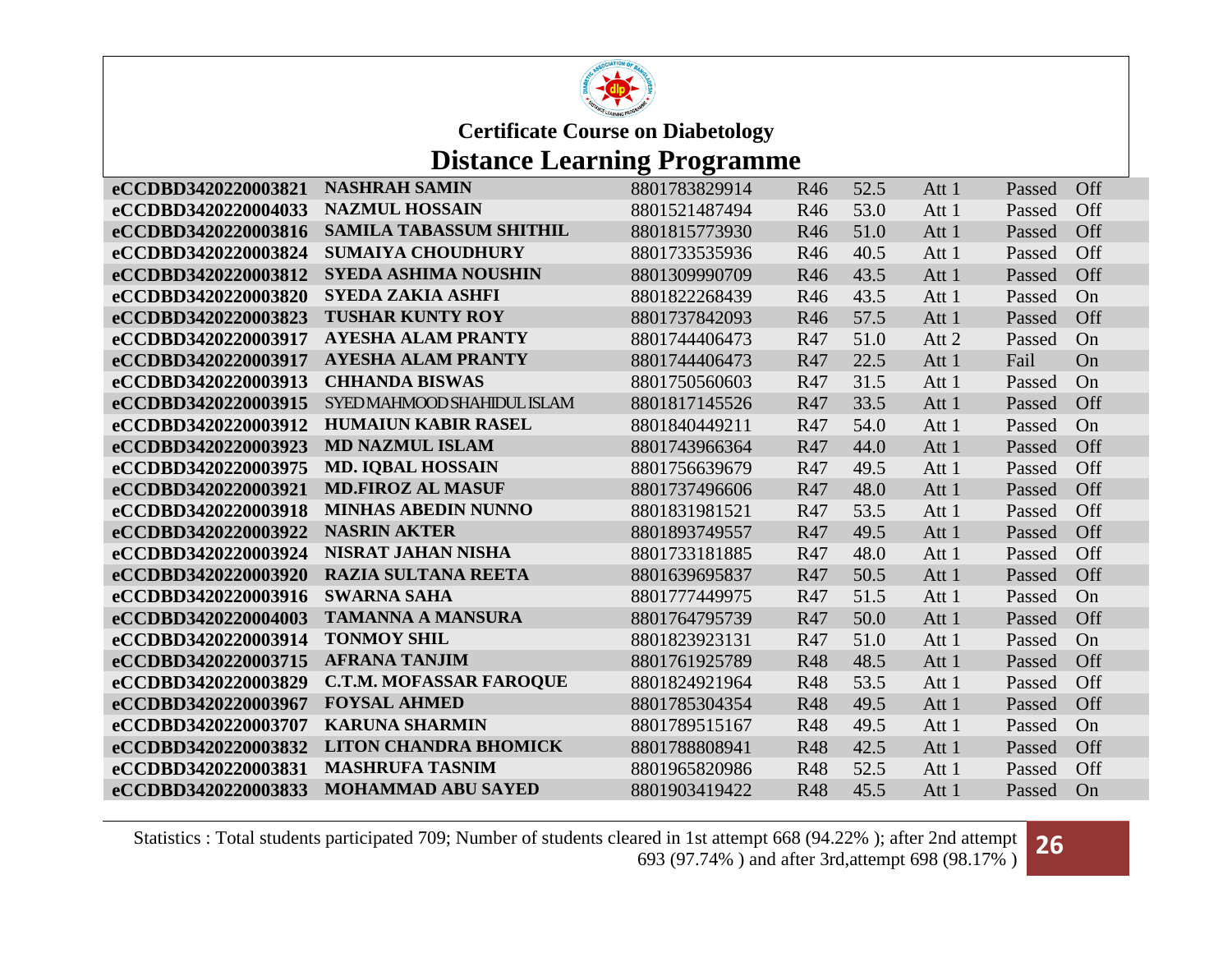## Certificate Course on Diabetology

# Distance Learning Programme

| | | | | | | | |
|---|---|---|---|---|---|---|---|
| **eCCDBD3420220003821** | **NASHRAH SAMIN** | 8801783829914 | R46 | 52.5 | Att 1 | Passed | Off |
| **eCCDBD3420220004033** | **NAZMUL HOSSAIN** | 8801521487494 | R46 | 53.0 | Att 1 | Passed | Off |
| **eCCDBD3420220003816** | **SAMILA TABASSUM SHITHIL** | 8801815773930 | R46 | 51.0 | Att 1 | Passed | Off |
| **eCCDBD3420220003824** | **SUMAIYA CHOUDHURY** | 8801733535936 | R46 | 40.5 | Att 1 | Passed | Off |
| **eCCDBD3420220003812** | **SYEDA ASHIMA NOUSHIN** | 8801309990709 | R46 | 43.5 | Att 1 | Passed | Off |
| **eCCDBD3420220003820** | **SYEDA ZAKIA ASHFI** | 8801822268439 | R46 | 43.5 | Att 1 | Passed | On |
| **eCCDBD3420220003823** | **TUSHAR KUNTY ROY** | 8801737842093 | R46 | 57.5 | Att 1 | Passed | Off |
| **eCCDBD3420220003917** | **AYESHA ALAM PRANTY** | 8801744406473 | R47 | 51.0 | Att 2 | Passed | On |
| **eCCDBD3420220003917** | **AYESHA ALAM PRANTY** | 8801744406473 | R47 | 22.5 | Att 1 | Fail | On |
| **eCCDBD3420220003913** | **CHHANDA BISWAS** | 8801750560603 | R47 | 31.5 | Att 1 | Passed | On |
| **eCCDBD3420220003915** | SYED MAHMOOD SHAHIDUL ISLAM | 8801817145526 | R47 | 33.5 | Att 1 | Passed | Off |
| **eCCDBD3420220003912** | **HUMAIUN KABIR RASEL** | 8801840449211 | R47 | 54.0 | Att 1 | Passed | On |
| **eCCDBD3420220003923** | **MD NAZMUL ISLAM** | 8801743966364 | R47 | 44.0 | Att 1 | Passed | Off |
| **eCCDBD3420220003975** | **MD. IQBAL HOSSAIN** | 8801756639679 | R47 | 49.5 | Att 1 | Passed | Off |
| **eCCDBD3420220003921** | **MD.FIROZ AL MASUF** | 8801737496606 | R47 | 48.0 | Att 1 | Passed | Off |
| **eCCDBD3420220003918** | **MINHAS ABEDIN NUNNO** | 8801831981521 | R47 | 53.5 | Att 1 | Passed | Off |
| **eCCDBD3420220003922** | **NASRIN AKTER** | 8801893749557 | R47 | 49.5 | Att 1 | Passed | Off |
| **eCCDBD3420220003924** | **NISRAT JAHAN NISHA** | 8801733181885 | R47 | 48.0 | Att 1 | Passed | Off |
| **eCCDBD3420220003920** | **RAZIA SULTANA REETA** | 8801639695837 | R47 | 50.5 | Att 1 | Passed | Off |
| **eCCDBD3420220003916** | **SWARNA SAHA** | 8801777449975 | R47 | 51.5 | Att 1 | Passed | On |
| **eCCDBD3420220004003** | **TAMANNA A MANSURA** | 8801764795739 | R47 | 50.0 | Att 1 | Passed | Off |
| **eCCDBD3420220003914** | **TONMOY SHIL** | 8801823923131 | R47 | 51.0 | Att 1 | Passed | On |
| **eCCDBD3420220003715** | **AFRANA TANJIM** | 8801761925789 | R48 | 48.5 | Att 1 | Passed | Off |
| **eCCDBD3420220003829** | **C.T.M. MOFASSAR FAROQUE** | 8801824921964 | R48 | 53.5 | Att 1 | Passed | Off |
| **eCCDBD3420220003967** | **FOYSAL AHMED** | 8801785304354 | R48 | 49.5 | Att 1 | Passed | Off |
| **eCCDBD3420220003707** | **KARUNA SHARMIN** | 8801789515167 | R48 | 49.5 | Att 1 | Passed | On |
| **eCCDBD3420220003832** | **LITON CHANDRA BHOMICK** | 8801788808941 | R48 | 42.5 | Att 1 | Passed | Off |
| **eCCDBD3420220003831** | **MASHRUFA TASNIM** | 8801965820986 | R48 | 52.5 | Att 1 | Passed | Off |
| **eCCDBD3420220003833** | **MOHAMMAD ABU SAYED** | 8801903419422 | R48 | 45.5 | Att 1 | Passed | On |

Statistics : Total students participated 709; Number of students cleared in 1st attempt 668 (94.22% ); after 2nd attempt 693 (97.74% ) and after 3rd,attempt 698 (98.17% )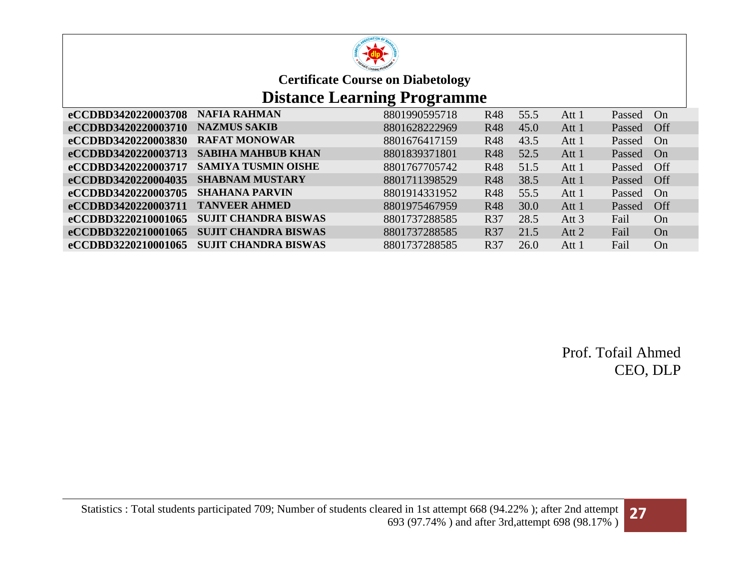**Certificate Course on Diabetology**

# Distance Learning Programme

| | | | | | | | |
|---|---|---|---|---|---|---|---|
| **eCCDBD3420220003708** | **NAFIA RAHMAN** | 8801990595718 | R48 | 55.5 | Att 1 | Passed | On |
| **eCCDBD3420220003710** | **NAZMUS SAKIB** | 8801628222969 | R48 | 45.0 | Att 1 | Passed | Off |
| **eCCDBD3420220003830** | **RAFAT MONOWAR** | 8801676417159 | R48 | 43.5 | Att 1 | Passed | On |
| **eCCDBD3420220003713** | **SABIHA MAHBUB KHAN** | 8801839371801 | R48 | 52.5 | Att 1 | Passed | On |
| **eCCDBD3420220003717** | **SAMIYA TUSMIN OISHE** | 8801767705742 | R48 | 51.5 | Att 1 | Passed | Off |
| **eCCDBD3420220004035** | **SHABNAM MUSTARY** | 8801711398529 | R48 | 38.5 | Att 1 | Passed | Off |
| **eCCDBD3420220003705** | **SHAHANA PARVIN** | 8801914331952 | R48 | 55.5 | Att 1 | Passed | On |
| **eCCDBD3420220003711** | **TANVEER AHMED** | 8801975467959 | R48 | 30.0 | Att 1 | Passed | Off |
| **eCCDBD3220210001065** | **SUJIT CHANDRA BISWAS** | 8801737288585 | R37 | 28.5 | Att 3 | Fail | On |
| **eCCDBD3220210001065** | **SUJIT CHANDRA BISWAS** | 8801737288585 | R37 | 21.5 | Att 2 | Fail | On |
| **eCCDBD3220210001065** | **SUJIT CHANDRA BISWAS** | 8801737288585 | R37 | 26.0 | Att 1 | Fail | On |

Prof. Tofail Ahmed
CEO, DLP

Statistics : Total students participated 709; Number of students cleared in 1st attempt 668 (94.22% ); after 2nd attempt 693 (97.74% ) and after 3rd,attempt 698 (98.17% )